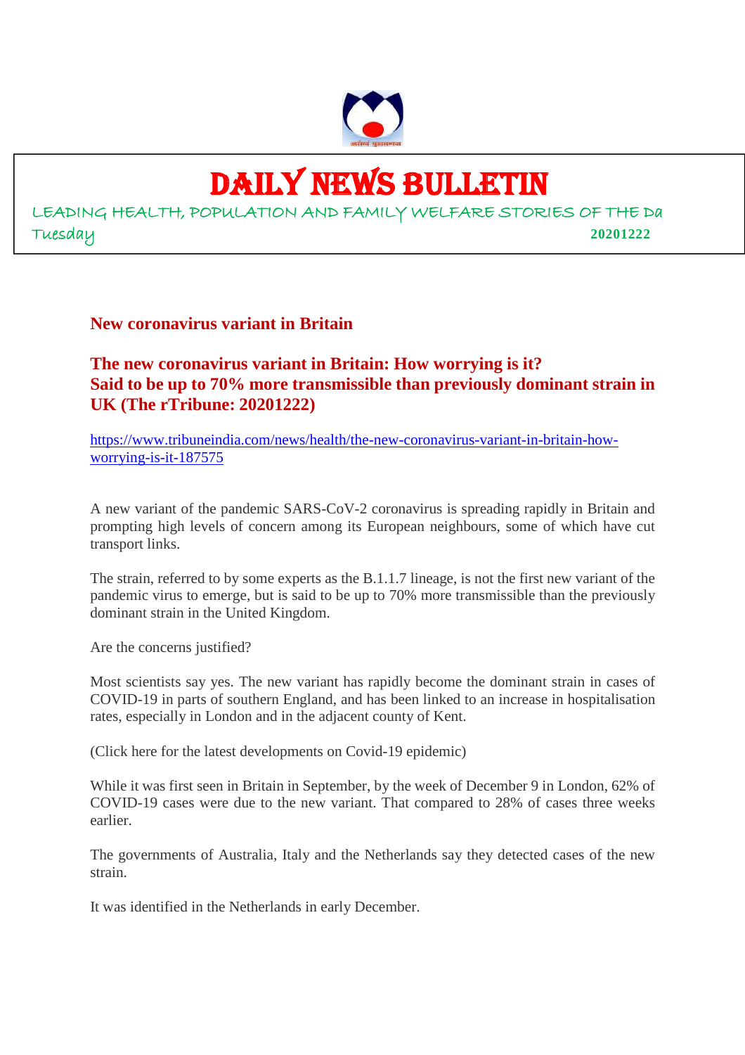# DAILY NEWS BULLETIN

LEADING HEALTH, POPULATION AND FAMILY WELFARE STORIES OF THE Da

Tuesday **20201222**

## New coronavirus variant in Britain

### The new coronavirus variant in Britain: How worrying is it?
### Said to be up to 70% more transmissible than previously dominant strain in UK (The rTribune: 20201222)

https://www.tribuneindia.com/news/health/the-new-coronavirus-variant-in-britain-how-worrying-is-it-187575

A new variant of the pandemic SARS-CoV-2 coronavirus is spreading rapidly in Britain and prompting high levels of concern among its European neighbours, some of which have cut transport links.

The strain, referred to by some experts as the B.1.1.7 lineage, is not the first new variant of the pandemic virus to emerge, but is said to be up to 70% more transmissible than the previously dominant strain in the United Kingdom.

Are the concerns justified?

Most scientists say yes. The new variant has rapidly become the dominant strain in cases of COVID-19 in parts of southern England, and has been linked to an increase in hospitalisation rates, especially in London and in the adjacent county of Kent.

(Click here for the latest developments on Covid-19 epidemic)

While it was first seen in Britain in September, by the week of December 9 in London, 62% of COVID-19 cases were due to the new variant. That compared to 28% of cases three weeks earlier.

The governments of Australia, Italy and the Netherlands say they detected cases of the new strain.

It was identified in the Netherlands in early December.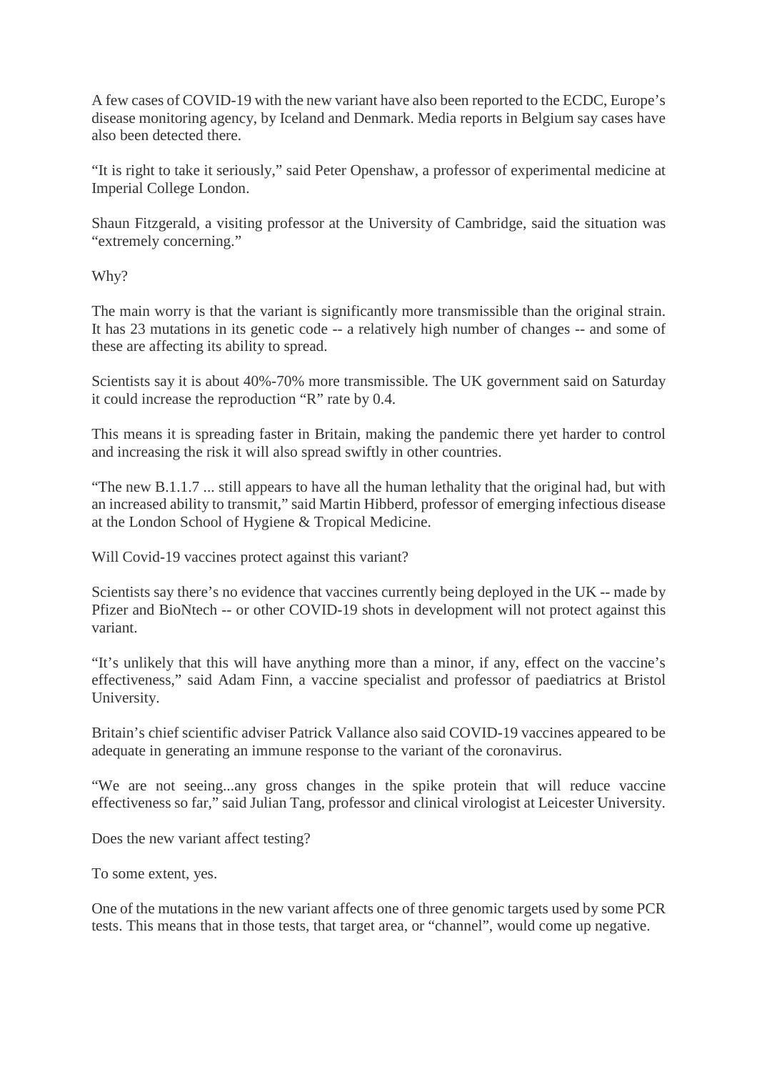A few cases of COVID-19 with the new variant have also been reported to the ECDC, Europe's disease monitoring agency, by Iceland and Denmark. Media reports in Belgium say cases have also been detected there.

"It is right to take it seriously," said Peter Openshaw, a professor of experimental medicine at Imperial College London.

Shaun Fitzgerald, a visiting professor at the University of Cambridge, said the situation was "extremely concerning."

Why?

The main worry is that the variant is significantly more transmissible than the original strain. It has 23 mutations in its genetic code -- a relatively high number of changes -- and some of these are affecting its ability to spread.

Scientists say it is about 40%-70% more transmissible. The UK government said on Saturday it could increase the reproduction "R" rate by 0.4.

This means it is spreading faster in Britain, making the pandemic there yet harder to control and increasing the risk it will also spread swiftly in other countries.

"The new B.1.1.7 ... still appears to have all the human lethality that the original had, but with an increased ability to transmit," said Martin Hibberd, professor of emerging infectious disease at the London School of Hygiene & Tropical Medicine.

Will Covid-19 vaccines protect against this variant?

Scientists say there's no evidence that vaccines currently being deployed in the UK -- made by Pfizer and BioNtech -- or other COVID-19 shots in development will not protect against this variant.

"It's unlikely that this will have anything more than a minor, if any, effect on the vaccine's effectiveness," said Adam Finn, a vaccine specialist and professor of paediatrics at Bristol University.

Britain's chief scientific adviser Patrick Vallance also said COVID-19 vaccines appeared to be adequate in generating an immune response to the variant of the coronavirus.

"We are not seeing...any gross changes in the spike protein that will reduce vaccine effectiveness so far," said Julian Tang, professor and clinical virologist at Leicester University.

Does the new variant affect testing?

To some extent, yes.

One of the mutations in the new variant affects one of three genomic targets used by some PCR tests. This means that in those tests, that target area, or "channel", would come up negative.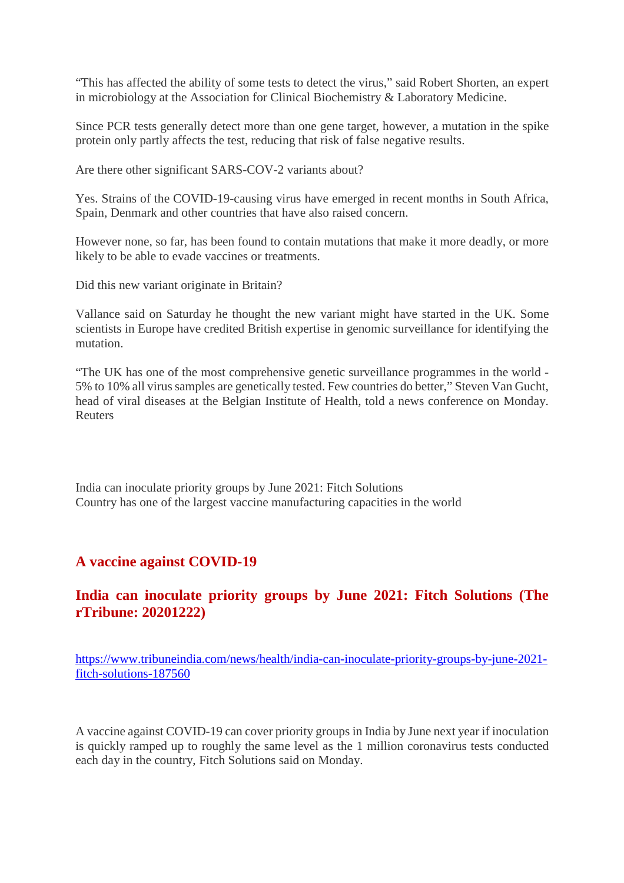“This has affected the ability of some tests to detect the virus,” said Robert Shorten, an expert in microbiology at the Association for Clinical Biochemistry & Laboratory Medicine.

Since PCR tests generally detect more than one gene target, however, a mutation in the spike protein only partly affects the test, reducing that risk of false negative results.

Are there other significant SARS-COV-2 variants about?

Yes. Strains of the COVID-19-causing virus have emerged in recent months in South Africa, Spain, Denmark and other countries that have also raised concern.

However none, so far, has been found to contain mutations that make it more deadly, or more likely to be able to evade vaccines or treatments.

Did this new variant originate in Britain?

Vallance said on Saturday he thought the new variant might have started in the UK. Some scientists in Europe have credited British expertise in genomic surveillance for identifying the mutation.

“The UK has one of the most comprehensive genetic surveillance programmes in the world - 5% to 10% all virus samples are genetically tested. Few countries do better,” Steven Van Gucht, head of viral diseases at the Belgian Institute of Health, told a news conference on Monday. Reuters

India can inoculate priority groups by June 2021: Fitch Solutions
Country has one of the largest vaccine manufacturing capacities in the world

## A vaccine against COVID-19

## India can inoculate priority groups by June 2021: Fitch Solutions (The rTribune: 20201222)

https://www.tribuneindia.com/news/health/india-can-inoculate-priority-groups-by-june-2021-fitch-solutions-187560

A vaccine against COVID-19 can cover priority groups in India by June next year if inoculation is quickly ramped up to roughly the same level as the 1 million coronavirus tests conducted each day in the country, Fitch Solutions said on Monday.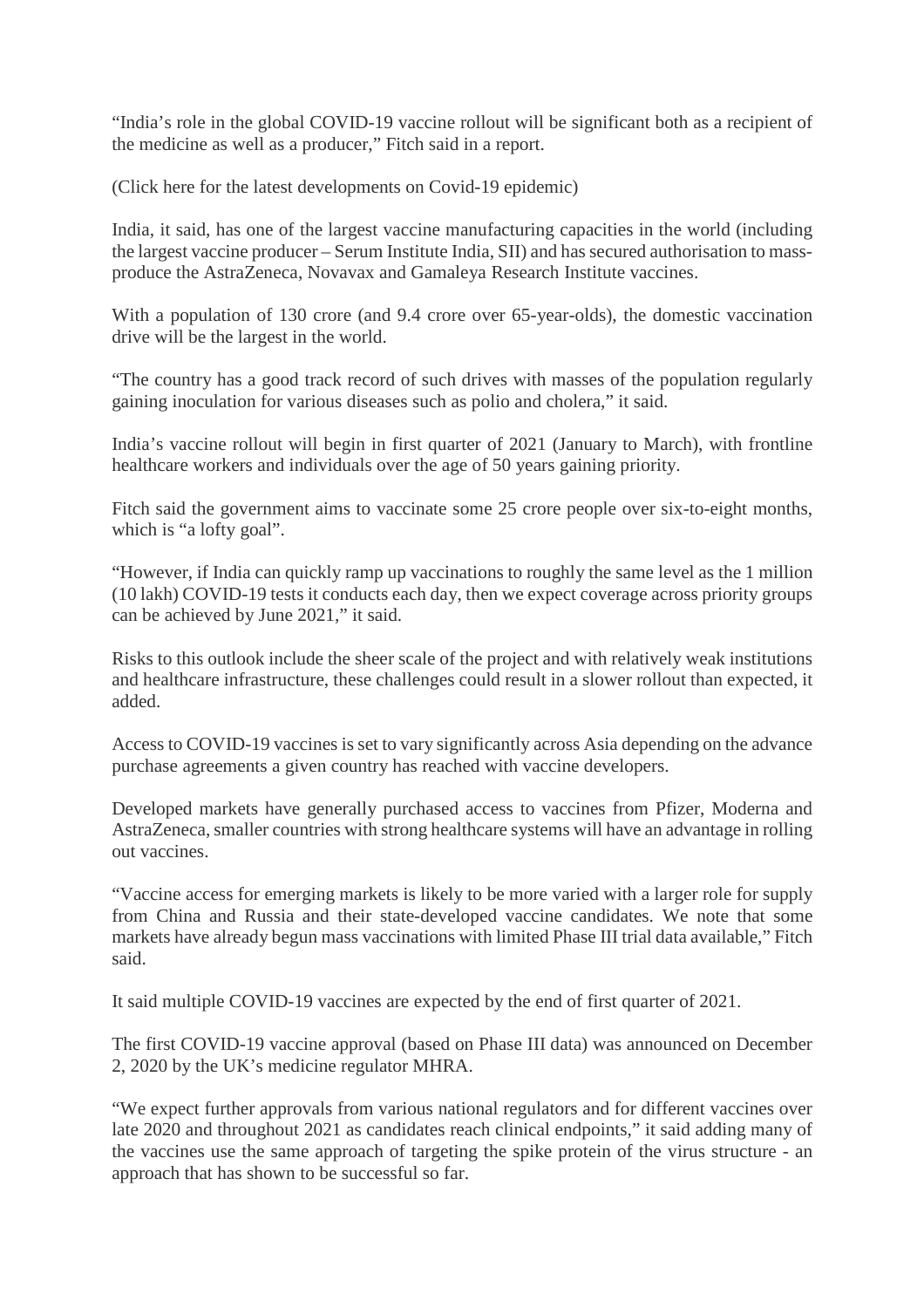"India's role in the global COVID-19 vaccine rollout will be significant both as a recipient of the medicine as well as a producer," Fitch said in a report.

(Click here for the latest developments on Covid-19 epidemic)

India, it said, has one of the largest vaccine manufacturing capacities in the world (including the largest vaccine producer – Serum Institute India, SII) and has secured authorisation to mass-produce the AstraZeneca, Novavax and Gamaleya Research Institute vaccines.

With a population of 130 crore (and 9.4 crore over 65-year-olds), the domestic vaccination drive will be the largest in the world.

"The country has a good track record of such drives with masses of the population regularly gaining inoculation for various diseases such as polio and cholera," it said.

India's vaccine rollout will begin in first quarter of 2021 (January to March), with frontline healthcare workers and individuals over the age of 50 years gaining priority.

Fitch said the government aims to vaccinate some 25 crore people over six-to-eight months, which is "a lofty goal".

"However, if India can quickly ramp up vaccinations to roughly the same level as the 1 million (10 lakh) COVID-19 tests it conducts each day, then we expect coverage across priority groups can be achieved by June 2021," it said.

Risks to this outlook include the sheer scale of the project and with relatively weak institutions and healthcare infrastructure, these challenges could result in a slower rollout than expected, it added.

Access to COVID-19 vaccines is set to vary significantly across Asia depending on the advance purchase agreements a given country has reached with vaccine developers.

Developed markets have generally purchased access to vaccines from Pfizer, Moderna and AstraZeneca, smaller countries with strong healthcare systems will have an advantage in rolling out vaccines.

"Vaccine access for emerging markets is likely to be more varied with a larger role for supply from China and Russia and their state-developed vaccine candidates. We note that some markets have already begun mass vaccinations with limited Phase III trial data available," Fitch said.

It said multiple COVID-19 vaccines are expected by the end of first quarter of 2021.

The first COVID-19 vaccine approval (based on Phase III data) was announced on December 2, 2020 by the UK's medicine regulator MHRA.

"We expect further approvals from various national regulators and for different vaccines over late 2020 and throughout 2021 as candidates reach clinical endpoints," it said adding many of the vaccines use the same approach of targeting the spike protein of the virus structure - an approach that has shown to be successful so far.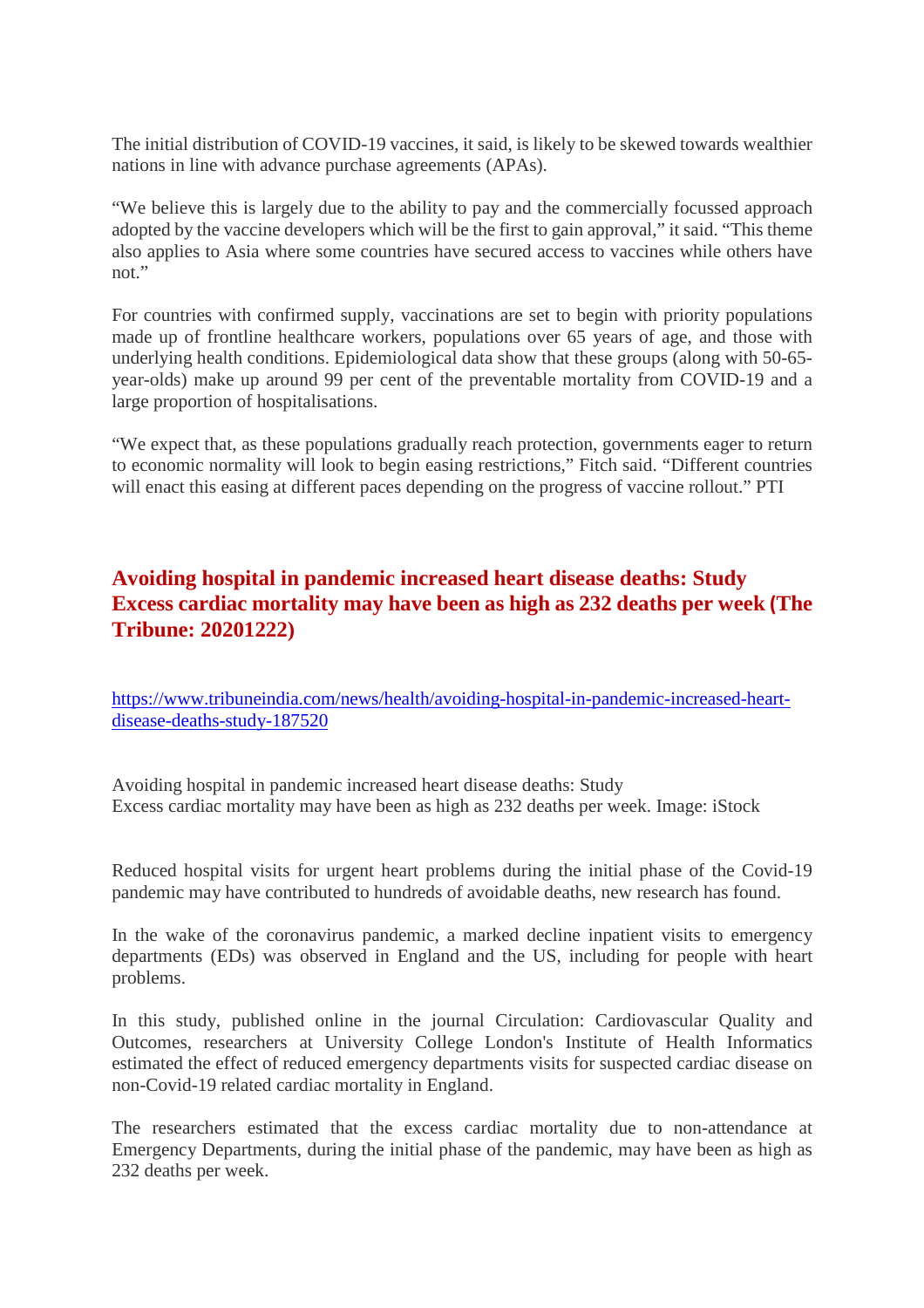The initial distribution of COVID-19 vaccines, it said, is likely to be skewed towards wealthier nations in line with advance purchase agreements (APAs).

"We believe this is largely due to the ability to pay and the commercially focussed approach adopted by the vaccine developers which will be the first to gain approval," it said. "This theme also applies to Asia where some countries have secured access to vaccines while others have not."

For countries with confirmed supply, vaccinations are set to begin with priority populations made up of frontline healthcare workers, populations over 65 years of age, and those with underlying health conditions. Epidemiological data show that these groups (along with 50-65-year-olds) make up around 99 per cent of the preventable mortality from COVID-19 and a large proportion of hospitalisations.

"We expect that, as these populations gradually reach protection, governments eager to return to economic normality will look to begin easing restrictions," Fitch said. "Different countries will enact this easing at different paces depending on the progress of vaccine rollout." PTI

## Avoiding hospital in pandemic increased heart disease deaths: Study Excess cardiac mortality may have been as high as 232 deaths per week (The Tribune: 20201222)

https://www.tribuneindia.com/news/health/avoiding-hospital-in-pandemic-increased-heart-disease-deaths-study-187520

Avoiding hospital in pandemic increased heart disease deaths: Study
Excess cardiac mortality may have been as high as 232 deaths per week. Image: iStock

Reduced hospital visits for urgent heart problems during the initial phase of the Covid-19 pandemic may have contributed to hundreds of avoidable deaths, new research has found.

In the wake of the coronavirus pandemic, a marked decline inpatient visits to emergency departments (EDs) was observed in England and the US, including for people with heart problems.

In this study, published online in the journal Circulation: Cardiovascular Quality and Outcomes, researchers at University College London's Institute of Health Informatics estimated the effect of reduced emergency departments visits for suspected cardiac disease on non-Covid-19 related cardiac mortality in England.

The researchers estimated that the excess cardiac mortality due to non-attendance at Emergency Departments, during the initial phase of the pandemic, may have been as high as 232 deaths per week.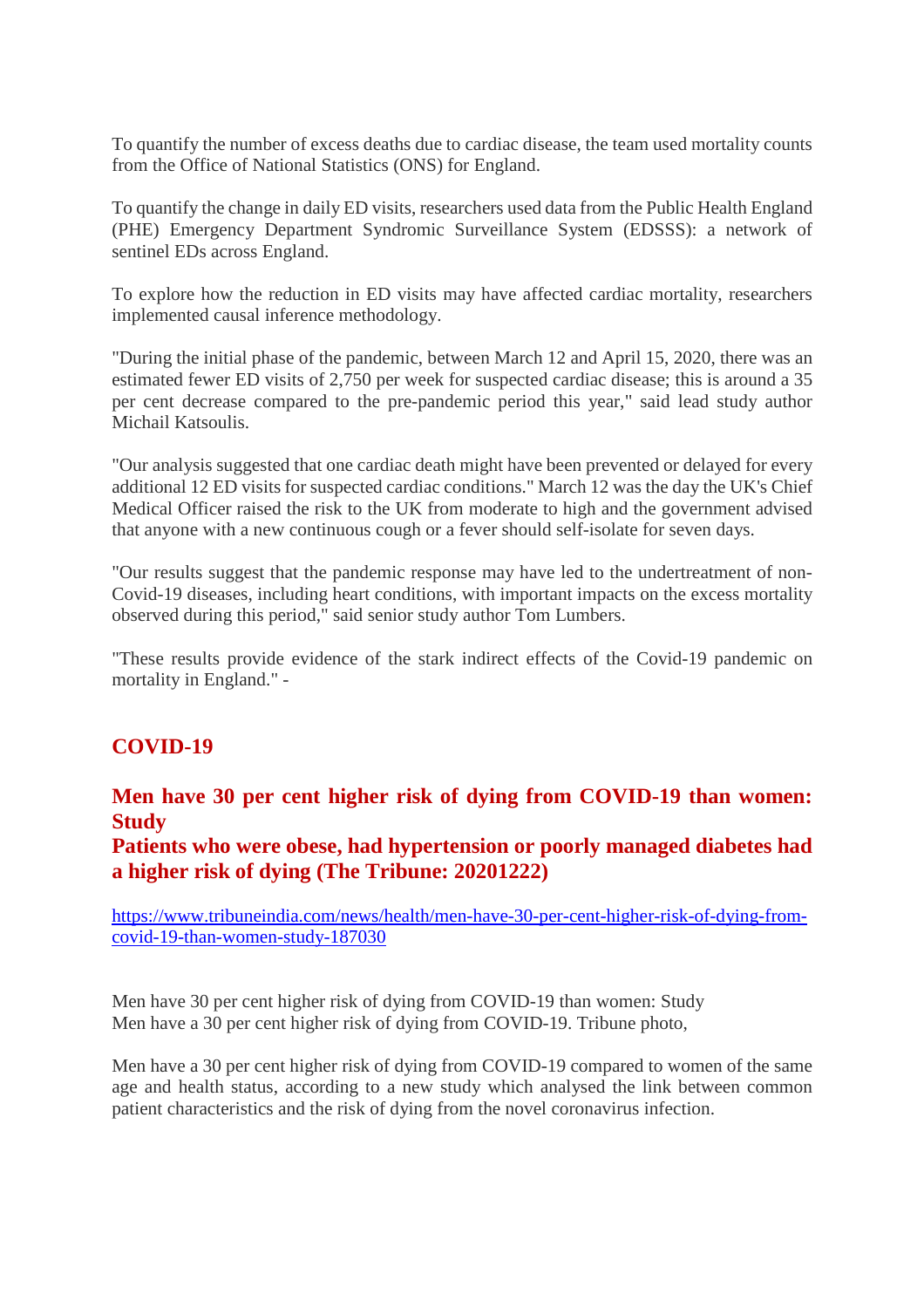To quantify the number of excess deaths due to cardiac disease, the team used mortality counts from the Office of National Statistics (ONS) for England.

To quantify the change in daily ED visits, researchers used data from the Public Health England (PHE) Emergency Department Syndromic Surveillance System (EDSSS): a network of sentinel EDs across England.

To explore how the reduction in ED visits may have affected cardiac mortality, researchers implemented causal inference methodology.

"During the initial phase of the pandemic, between March 12 and April 15, 2020, there was an estimated fewer ED visits of 2,750 per week for suspected cardiac disease; this is around a 35 per cent decrease compared to the pre-pandemic period this year," said lead study author Michail Katsoulis.

"Our analysis suggested that one cardiac death might have been prevented or delayed for every additional 12 ED visits for suspected cardiac conditions." March 12 was the day the UK's Chief Medical Officer raised the risk to the UK from moderate to high and the government advised that anyone with a new continuous cough or a fever should self-isolate for seven days.

"Our results suggest that the pandemic response may have led to the undertreatment of non-Covid-19 diseases, including heart conditions, with important impacts on the excess mortality observed during this period," said senior study author Tom Lumbers.

"These results provide evidence of the stark indirect effects of the Covid-19 pandemic on mortality in England." -

## COVID-19

### Men have 30 per cent higher risk of dying from COVID-19 than women: Study
### Patients who were obese, had hypertension or poorly managed diabetes had a higher risk of dying (The Tribune: 20201222)

https://www.tribuneindia.com/news/health/men-have-30-per-cent-higher-risk-of-dying-from-covid-19-than-women-study-187030

Men have 30 per cent higher risk of dying from COVID-19 than women: Study
Men have a 30 per cent higher risk of dying from COVID-19. Tribune photo,

Men have a 30 per cent higher risk of dying from COVID-19 compared to women of the same age and health status, according to a new study which analysed the link between common patient characteristics and the risk of dying from the novel coronavirus infection.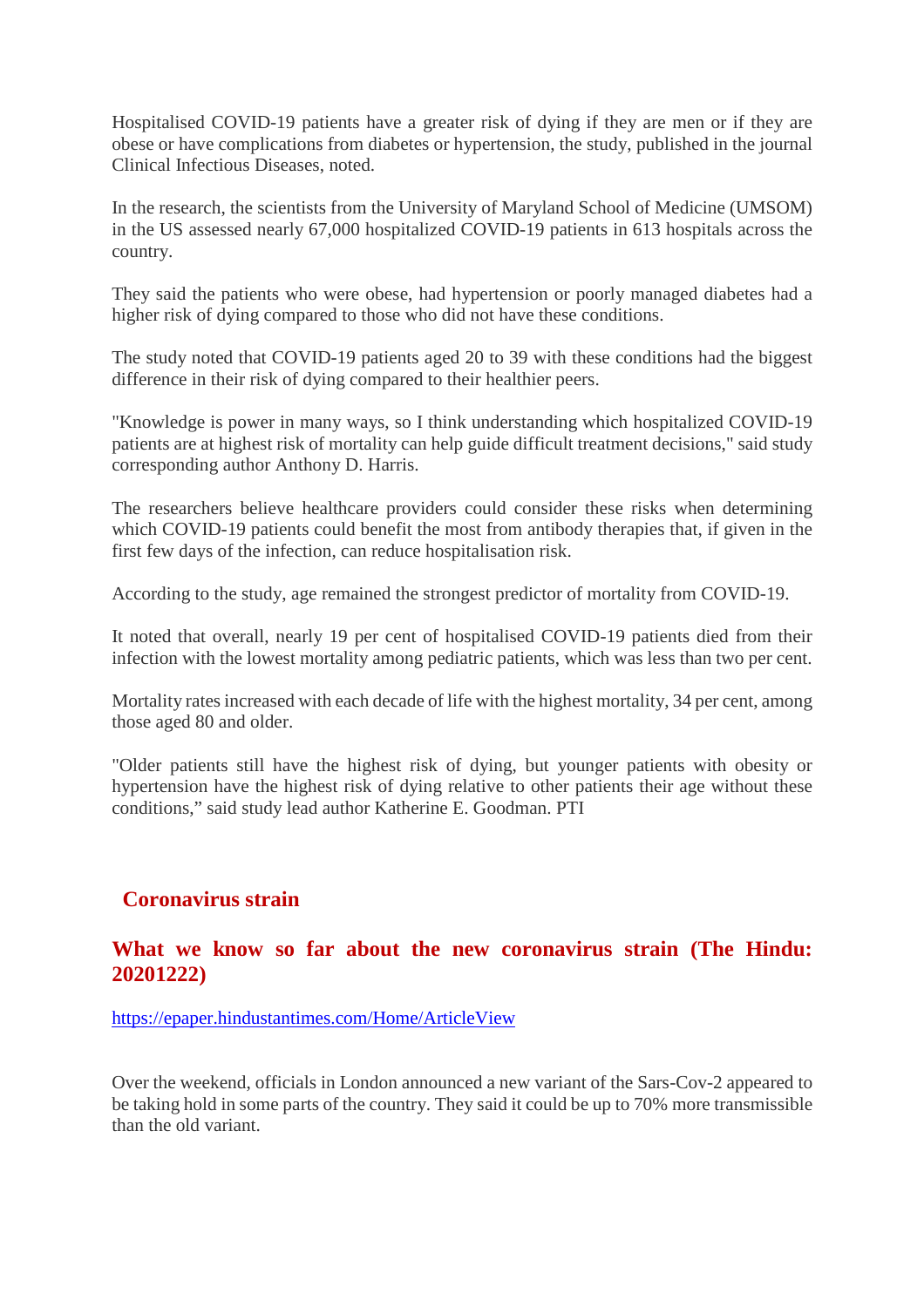Hospitalised COVID-19 patients have a greater risk of dying if they are men or if they are obese or have complications from diabetes or hypertension, the study, published in the journal Clinical Infectious Diseases, noted.

In the research, the scientists from the University of Maryland School of Medicine (UMSOM) in the US assessed nearly 67,000 hospitalized COVID-19 patients in 613 hospitals across the country.

They said the patients who were obese, had hypertension or poorly managed diabetes had a higher risk of dying compared to those who did not have these conditions.

The study noted that COVID-19 patients aged 20 to 39 with these conditions had the biggest difference in their risk of dying compared to their healthier peers.

"Knowledge is power in many ways, so I think understanding which hospitalized COVID-19 patients are at highest risk of mortality can help guide difficult treatment decisions," said study corresponding author Anthony D. Harris.

The researchers believe healthcare providers could consider these risks when determining which COVID-19 patients could benefit the most from antibody therapies that, if given in the first few days of the infection, can reduce hospitalisation risk.

According to the study, age remained the strongest predictor of mortality from COVID-19.

It noted that overall, nearly 19 per cent of hospitalised COVID-19 patients died from their infection with the lowest mortality among pediatric patients, which was less than two per cent.

Mortality rates increased with each decade of life with the highest mortality, 34 per cent, among those aged 80 and older.

"Older patients still have the highest risk of dying, but younger patients with obesity or hypertension have the highest risk of dying relative to other patients their age without these conditions," said study lead author Katherine E. Goodman. PTI

## Coronavirus strain

## What we know so far about the new coronavirus strain (The Hindu: 20201222)

https://epaper.hindustantimes.com/Home/ArticleView

Over the weekend, officials in London announced a new variant of the Sars-Cov-2 appeared to be taking hold in some parts of the country. They said it could be up to 70% more transmissible than the old variant.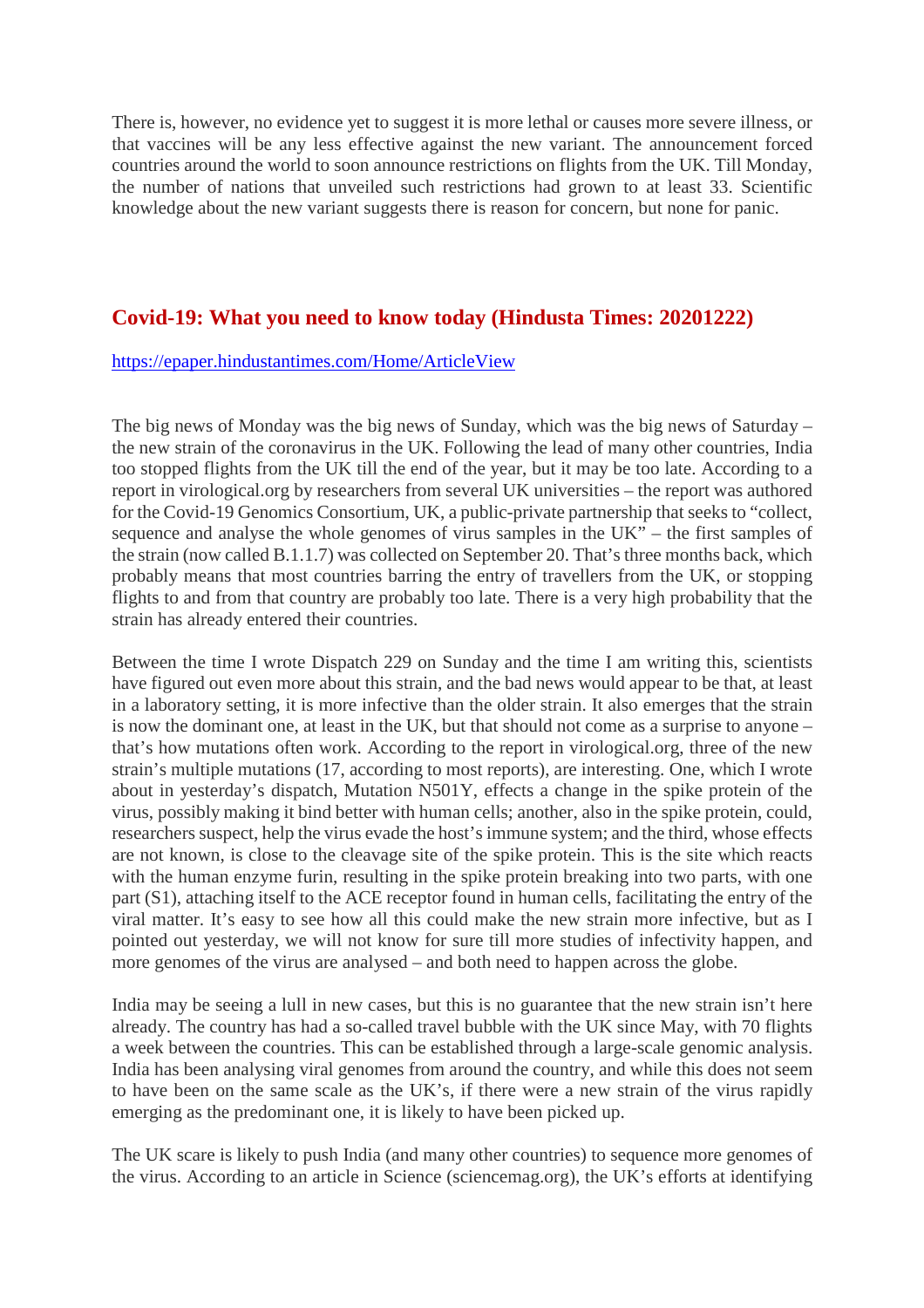There is, however, no evidence yet to suggest it is more lethal or causes more severe illness, or that vaccines will be any less effective against the new variant. The announcement forced countries around the world to soon announce restrictions on flights from the UK. Till Monday, the number of nations that unveiled such restrictions had grown to at least 33. Scientific knowledge about the new variant suggests there is reason for concern, but none for panic.

## Covid-19: What you need to know today (Hindusta Times: 20201222)

https://epaper.hindustantimes.com/Home/ArticleView

The big news of Monday was the big news of Sunday, which was the big news of Saturday – the new strain of the coronavirus in the UK. Following the lead of many other countries, India too stopped flights from the UK till the end of the year, but it may be too late. According to a report in virological.org by researchers from several UK universities – the report was authored for the Covid-19 Genomics Consortium, UK, a public-private partnership that seeks to "collect, sequence and analyse the whole genomes of virus samples in the UK" – the first samples of the strain (now called B.1.1.7) was collected on September 20. That's three months back, which probably means that most countries barring the entry of travellers from the UK, or stopping flights to and from that country are probably too late. There is a very high probability that the strain has already entered their countries.

Between the time I wrote Dispatch 229 on Sunday and the time I am writing this, scientists have figured out even more about this strain, and the bad news would appear to be that, at least in a laboratory setting, it is more infective than the older strain. It also emerges that the strain is now the dominant one, at least in the UK, but that should not come as a surprise to anyone – that's how mutations often work. According to the report in virological.org, three of the new strain's multiple mutations (17, according to most reports), are interesting. One, which I wrote about in yesterday's dispatch, Mutation N501Y, effects a change in the spike protein of the virus, possibly making it bind better with human cells; another, also in the spike protein, could, researchers suspect, help the virus evade the host's immune system; and the third, whose effects are not known, is close to the cleavage site of the spike protein. This is the site which reacts with the human enzyme furin, resulting in the spike protein breaking into two parts, with one part (S1), attaching itself to the ACE receptor found in human cells, facilitating the entry of the viral matter. It's easy to see how all this could make the new strain more infective, but as I pointed out yesterday, we will not know for sure till more studies of infectivity happen, and more genomes of the virus are analysed – and both need to happen across the globe.

India may be seeing a lull in new cases, but this is no guarantee that the new strain isn't here already. The country has had a so-called travel bubble with the UK since May, with 70 flights a week between the countries. This can be established through a large-scale genomic analysis. India has been analysing viral genomes from around the country, and while this does not seem to have been on the same scale as the UK's, if there were a new strain of the virus rapidly emerging as the predominant one, it is likely to have been picked up.

The UK scare is likely to push India (and many other countries) to sequence more genomes of the virus. According to an article in Science (sciencemag.org), the UK's efforts at identifying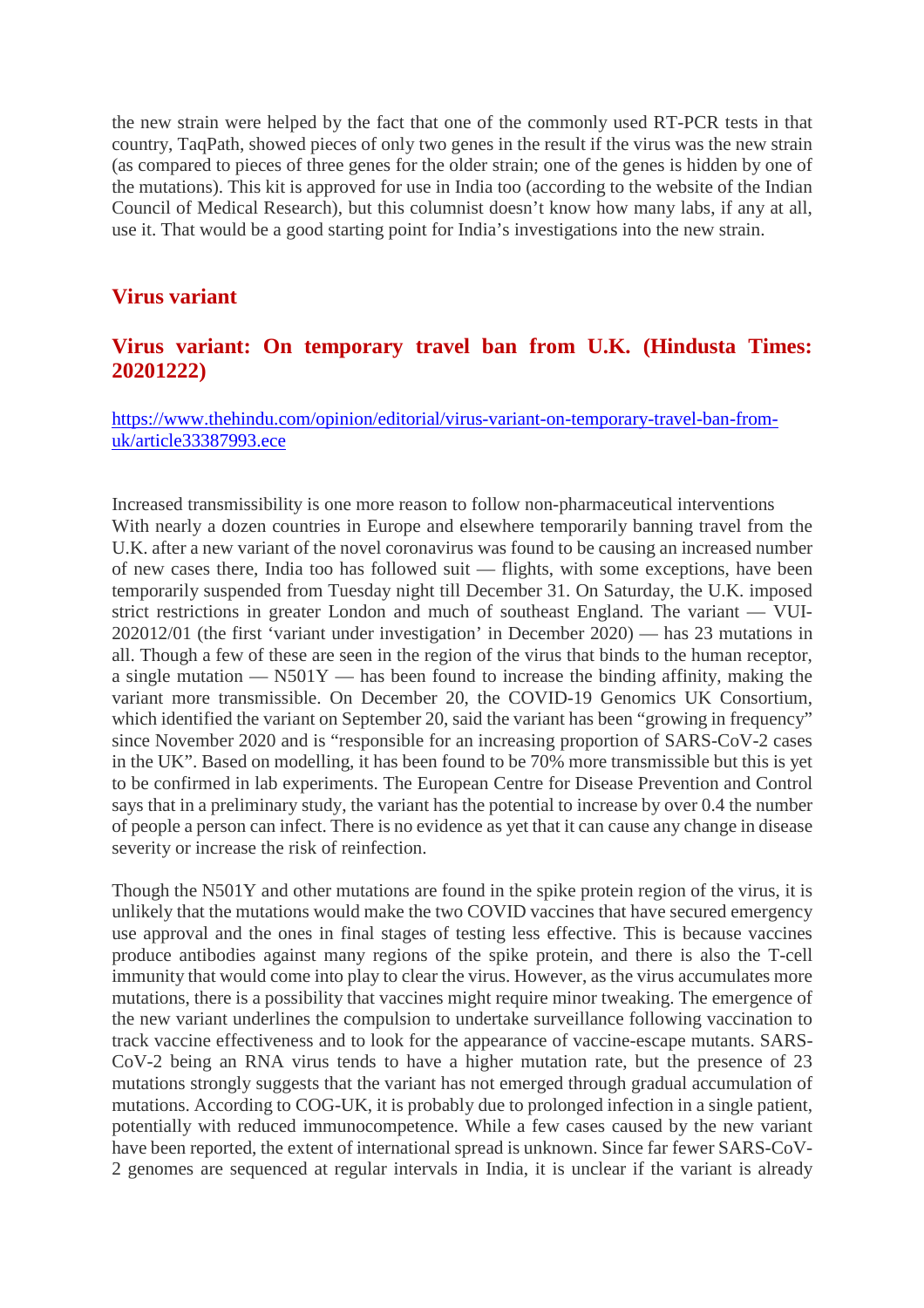the new strain were helped by the fact that one of the commonly used RT-PCR tests in that country, TaqPath, showed pieces of only two genes in the result if the virus was the new strain (as compared to pieces of three genes for the older strain; one of the genes is hidden by one of the mutations). This kit is approved for use in India too (according to the website of the Indian Council of Medical Research), but this columnist doesn't know how many labs, if any at all, use it. That would be a good starting point for India's investigations into the new strain.

## Virus variant

## Virus variant: On temporary travel ban from U.K. (Hindusta Times: 20201222)

https://www.thehindu.com/opinion/editorial/virus-variant-on-temporary-travel-ban-from-uk/article33387993.ece

Increased transmissibility is one more reason to follow non-pharmaceutical interventions

With nearly a dozen countries in Europe and elsewhere temporarily banning travel from the U.K. after a new variant of the novel coronavirus was found to be causing an increased number of new cases there, India too has followed suit — flights, with some exceptions, have been temporarily suspended from Tuesday night till December 31. On Saturday, the U.K. imposed strict restrictions in greater London and much of southeast England. The variant — VUI-202012/01 (the first 'variant under investigation' in December 2020) — has 23 mutations in all. Though a few of these are seen in the region of the virus that binds to the human receptor, a single mutation — N501Y — has been found to increase the binding affinity, making the variant more transmissible. On December 20, the COVID-19 Genomics UK Consortium, which identified the variant on September 20, said the variant has been "growing in frequency" since November 2020 and is "responsible for an increasing proportion of SARS-CoV-2 cases in the UK". Based on modelling, it has been found to be 70% more transmissible but this is yet to be confirmed in lab experiments. The European Centre for Disease Prevention and Control says that in a preliminary study, the variant has the potential to increase by over 0.4 the number of people a person can infect. There is no evidence as yet that it can cause any change in disease severity or increase the risk of reinfection.

Though the N501Y and other mutations are found in the spike protein region of the virus, it is unlikely that the mutations would make the two COVID vaccines that have secured emergency use approval and the ones in final stages of testing less effective. This is because vaccines produce antibodies against many regions of the spike protein, and there is also the T-cell immunity that would come into play to clear the virus. However, as the virus accumulates more mutations, there is a possibility that vaccines might require minor tweaking. The emergence of the new variant underlines the compulsion to undertake surveillance following vaccination to track vaccine effectiveness and to look for the appearance of vaccine-escape mutants. SARS-CoV-2 being an RNA virus tends to have a higher mutation rate, but the presence of 23 mutations strongly suggests that the variant has not emerged through gradual accumulation of mutations. According to COG-UK, it is probably due to prolonged infection in a single patient, potentially with reduced immunocompetence. While a few cases caused by the new variant have been reported, the extent of international spread is unknown. Since far fewer SARS-CoV-2 genomes are sequenced at regular intervals in India, it is unclear if the variant is already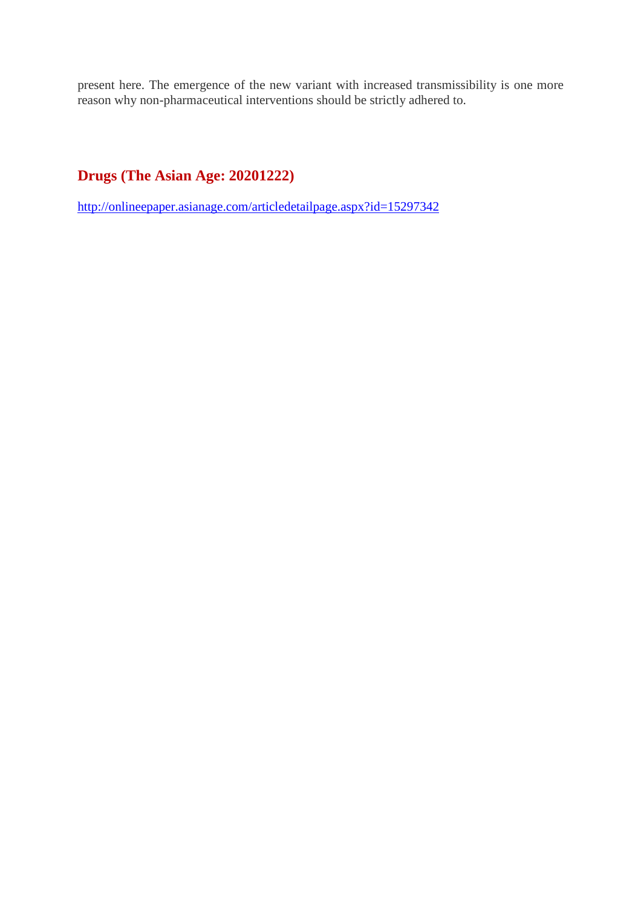present here. The emergence of the new variant with increased transmissibility is one more reason why non-pharmaceutical interventions should be strictly adhered to.

## Drugs (The Asian Age: 20201222)

http://onlineepaper.asianage.com/articledetailpage.aspx?id=15297342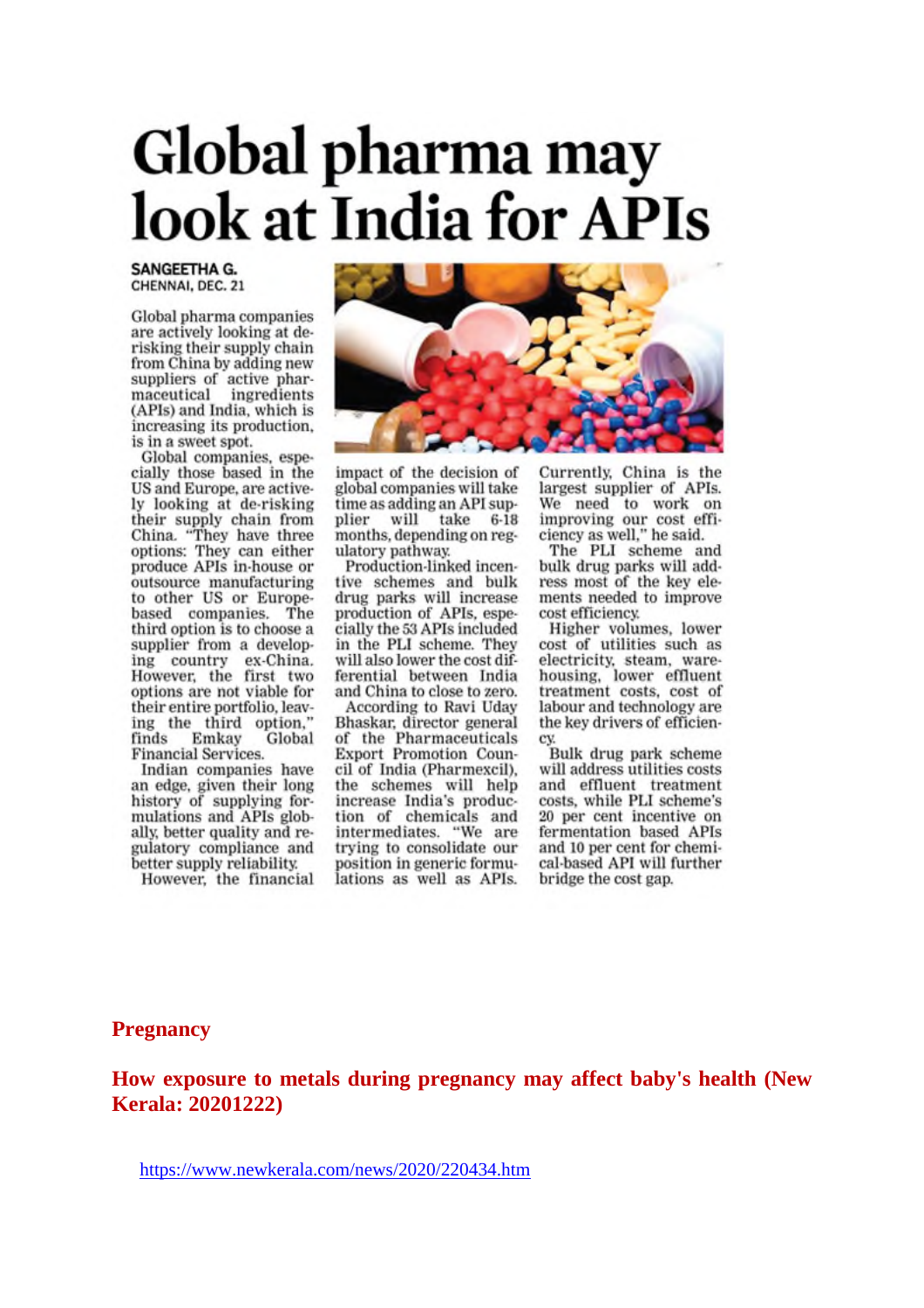# Global pharma may look at India for APIs

**SANGEETHA G.**
CHENNAI, DEC. 21

Global pharma companies are actively looking at de-risking their supply chain from China by adding new suppliers of active pharmaceutical ingredients (APIs) and India, which is increasing its production, is in a sweet spot.

Global companies, especially those based in the US and Europe, are actively looking at de-risking their supply chain from China. "They have three options: They can either produce APIs in-house or outsource manufacturing to other US or Europe-based companies. The third option is to choose a supplier from a developing country ex-China. However, the first two options are not viable for their entire portfolio, leaving the third option," finds Emkay Global Financial Services.

Indian companies have an edge, given their long history of supplying formulations and APIs globally, better quality and regulatory compliance and better supply reliability.

However, the financial impact of the decision of global companies will take time as adding an API supplier will take 6-18 months, depending on regulatory pathway.

Production-linked incentive schemes and bulk drug parks will increase production of APIs, especially the 53 APIs included in the PLI scheme. They will also lower the cost differential between India and China to close to zero.

According to Ravi Uday Bhaskar, director general of the Pharmaceuticals Export Promotion Council of India (Pharmexcil), the schemes will help increase India's production of chemicals and intermediates. "We are trying to consolidate our position in generic formulations as well as APIs. Currently, China is the largest supplier of APIs. We need to work on improving our cost efficiency as well," he said.

The PLI scheme and bulk drug parks will address most of the key elements needed to improve cost efficiency.

Higher volumes, lower cost of utilities such as electricity, steam, warehousing, lower effluent treatment costs, cost of labour and technology are the key drivers of efficiency.

Bulk drug park scheme will address utilities costs and effluent treatment costs, while PLI scheme's 20 per cent incentive on fermentation based APIs and 10 per cent for chemical-based API will further bridge the cost gap.

## Pregnancy

## How exposure to metals during pregnancy may affect baby's health (New Kerala: 20201222)

https://www.newkerala.com/news/2020/220434.htm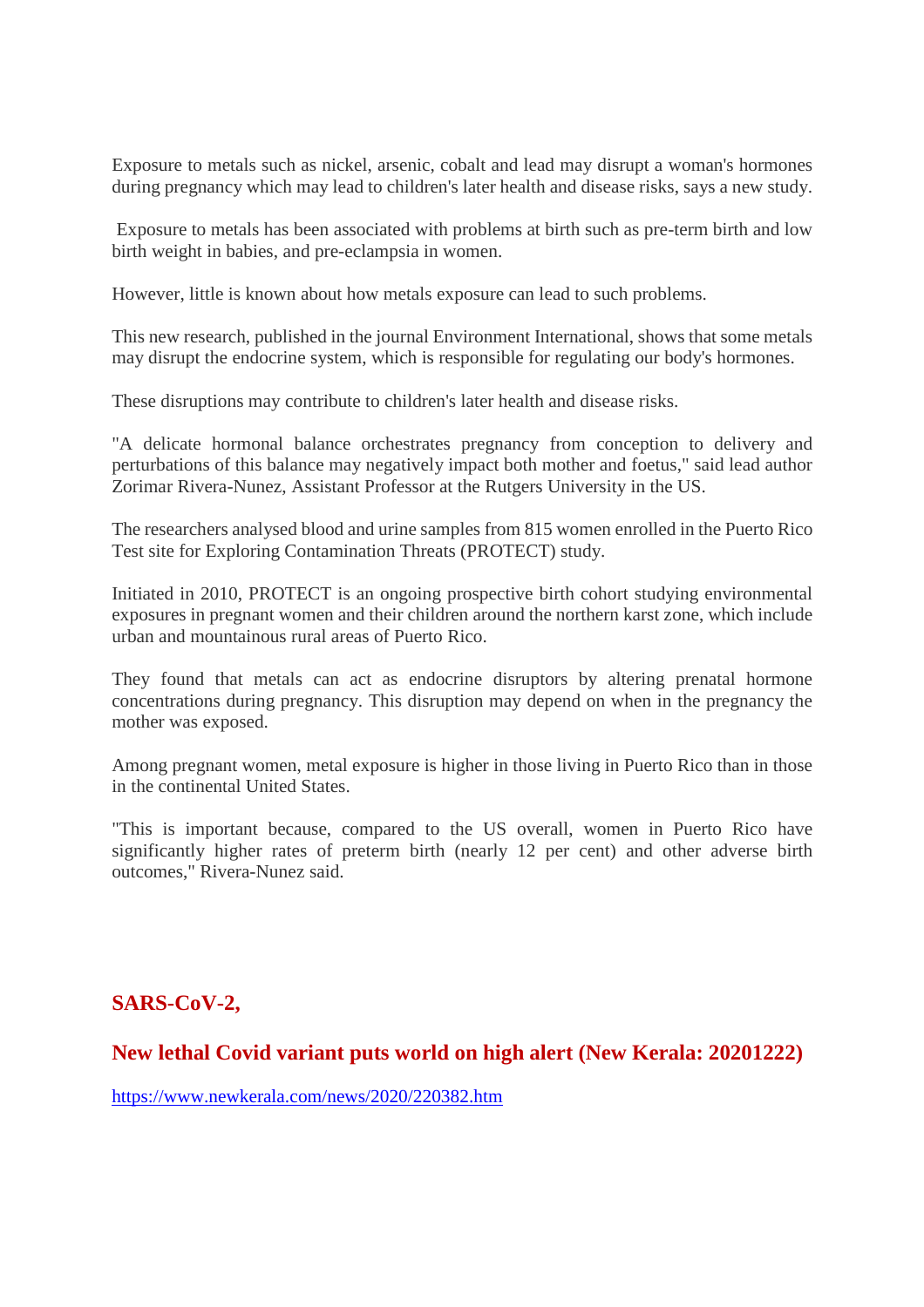Exposure to metals such as nickel, arsenic, cobalt and lead may disrupt a woman's hormones during pregnancy which may lead to children's later health and disease risks, says a new study.

Exposure to metals has been associated with problems at birth such as pre-term birth and low birth weight in babies, and pre-eclampsia in women.

However, little is known about how metals exposure can lead to such problems.

This new research, published in the journal Environment International, shows that some metals may disrupt the endocrine system, which is responsible for regulating our body's hormones.

These disruptions may contribute to children's later health and disease risks.

"A delicate hormonal balance orchestrates pregnancy from conception to delivery and perturbations of this balance may negatively impact both mother and foetus," said lead author Zorimar Rivera-Nunez, Assistant Professor at the Rutgers University in the US.

The researchers analysed blood and urine samples from 815 women enrolled in the Puerto Rico Test site for Exploring Contamination Threats (PROTECT) study.

Initiated in 2010, PROTECT is an ongoing prospective birth cohort studying environmental exposures in pregnant women and their children around the northern karst zone, which include urban and mountainous rural areas of Puerto Rico.

They found that metals can act as endocrine disruptors by altering prenatal hormone concentrations during pregnancy. This disruption may depend on when in the pregnancy the mother was exposed.

Among pregnant women, metal exposure is higher in those living in Puerto Rico than in those in the continental United States.

"This is important because, compared to the US overall, women in Puerto Rico have significantly higher rates of preterm birth (nearly 12 per cent) and other adverse birth outcomes," Rivera-Nunez said.

## SARS-CoV-2,

## New lethal Covid variant puts world on high alert (New Kerala: 20201222)

https://www.newkerala.com/news/2020/220382.htm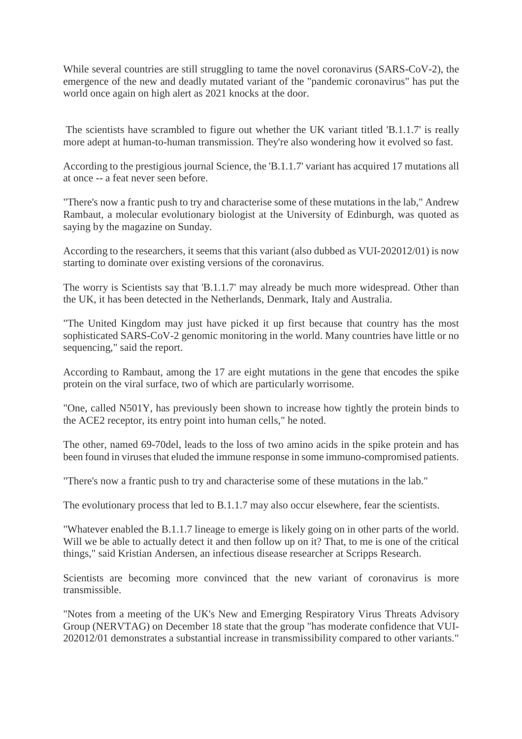While several countries are still struggling to tame the novel coronavirus (SARS-CoV-2), the emergence of the new and deadly mutated variant of the "pandemic coronavirus" has put the world once again on high alert as 2021 knocks at the door.

The scientists have scrambled to figure out whether the UK variant titled 'B.1.1.7' is really more adept at human-to-human transmission. They're also wondering how it evolved so fast.

According to the prestigious journal Science, the 'B.1.1.7' variant has acquired 17 mutations all at once -- a feat never seen before.

"There's now a frantic push to try and characterise some of these mutations in the lab," Andrew Rambaut, a molecular evolutionary biologist at the University of Edinburgh, was quoted as saying by the magazine on Sunday.

According to the researchers, it seems that this variant (also dubbed as VUI-202012/01) is now starting to dominate over existing versions of the coronavirus.

The worry is Scientists say that 'B.1.1.7' may already be much more widespread. Other than the UK, it has been detected in the Netherlands, Denmark, Italy and Australia.

"The United Kingdom may just have picked it up first because that country has the most sophisticated SARS-CoV-2 genomic monitoring in the world. Many countries have little or no sequencing," said the report.

According to Rambaut, among the 17 are eight mutations in the gene that encodes the spike protein on the viral surface, two of which are particularly worrisome.

"One, called N501Y, has previously been shown to increase how tightly the protein binds to the ACE2 receptor, its entry point into human cells," he noted.

The other, named 69-70del, leads to the loss of two amino acids in the spike protein and has been found in viruses that eluded the immune response in some immuno-compromised patients.

"There's now a frantic push to try and characterise some of these mutations in the lab."

The evolutionary process that led to B.1.1.7 may also occur elsewhere, fear the scientists.

"Whatever enabled the B.1.1.7 lineage to emerge is likely going on in other parts of the world. Will we be able to actually detect it and then follow up on it? That, to me is one of the critical things," said Kristian Andersen, an infectious disease researcher at Scripps Research.

Scientists are becoming more convinced that the new variant of coronavirus is more transmissible.

"Notes from a meeting of the UK's New and Emerging Respiratory Virus Threats Advisory Group (NERVTAG) on December 18 state that the group "has moderate confidence that VUI-202012/01 demonstrates a substantial increase in transmissibility compared to other variants."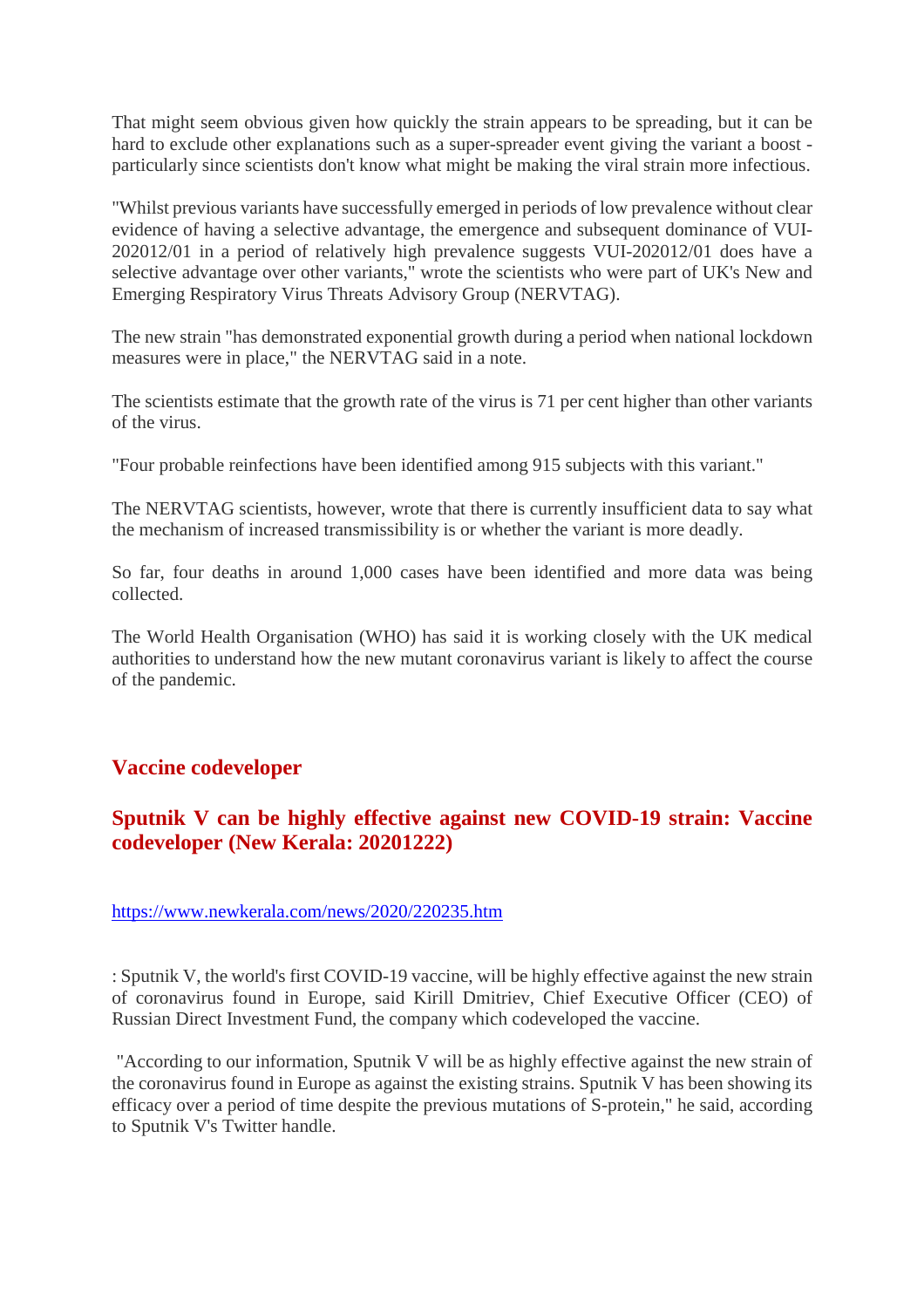That might seem obvious given how quickly the strain appears to be spreading, but it can be hard to exclude other explanations such as a super-spreader event giving the variant a boost - particularly since scientists don't know what might be making the viral strain more infectious.

"Whilst previous variants have successfully emerged in periods of low prevalence without clear evidence of having a selective advantage, the emergence and subsequent dominance of VUI-202012/01 in a period of relatively high prevalence suggests VUI-202012/01 does have a selective advantage over other variants," wrote the scientists who were part of UK's New and Emerging Respiratory Virus Threats Advisory Group (NERVTAG).

The new strain "has demonstrated exponential growth during a period when national lockdown measures were in place," the NERVTAG said in a note.

The scientists estimate that the growth rate of the virus is 71 per cent higher than other variants of the virus.

"Four probable reinfections have been identified among 915 subjects with this variant."

The NERVTAG scientists, however, wrote that there is currently insufficient data to say what the mechanism of increased transmissibility is or whether the variant is more deadly.

So far, four deaths in around 1,000 cases have been identified and more data was being collected.

The World Health Organisation (WHO) has said it is working closely with the UK medical authorities to understand how the new mutant coronavirus variant is likely to affect the course of the pandemic.

## Vaccine codeveloper

## Sputnik V can be highly effective against new COVID-19 strain: Vaccine codeveloper (New Kerala: 20201222)

https://www.newkerala.com/news/2020/220235.htm

: Sputnik V, the world's first COVID-19 vaccine, will be highly effective against the new strain of coronavirus found in Europe, said Kirill Dmitriev, Chief Executive Officer (CEO) of Russian Direct Investment Fund, the company which codeveloped the vaccine.

"According to our information, Sputnik V will be as highly effective against the new strain of the coronavirus found in Europe as against the existing strains. Sputnik V has been showing its efficacy over a period of time despite the previous mutations of S-protein," he said, according to Sputnik V's Twitter handle.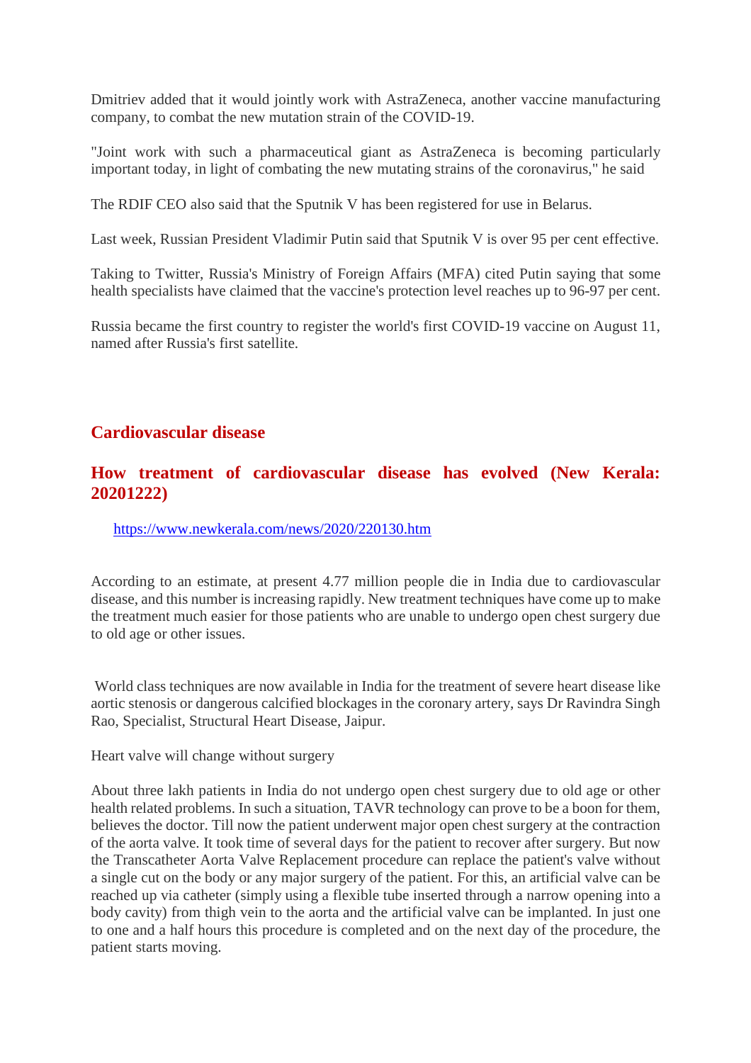Dmitriev added that it would jointly work with AstraZeneca, another vaccine manufacturing company, to combat the new mutation strain of the COVID-19.

"Joint work with such a pharmaceutical giant as AstraZeneca is becoming particularly important today, in light of combating the new mutating strains of the coronavirus," he said

The RDIF CEO also said that the Sputnik V has been registered for use in Belarus.

Last week, Russian President Vladimir Putin said that Sputnik V is over 95 per cent effective.

Taking to Twitter, Russia's Ministry of Foreign Affairs (MFA) cited Putin saying that some health specialists have claimed that the vaccine's protection level reaches up to 96-97 per cent.

Russia became the first country to register the world's first COVID-19 vaccine on August 11, named after Russia's first satellite.

## Cardiovascular disease

### How treatment of cardiovascular disease has evolved (New Kerala: 20201222)

https://www.newkerala.com/news/2020/220130.htm

According to an estimate, at present 4.77 million people die in India due to cardiovascular disease, and this number is increasing rapidly. New treatment techniques have come up to make the treatment much easier for those patients who are unable to undergo open chest surgery due to old age or other issues.

World class techniques are now available in India for the treatment of severe heart disease like aortic stenosis or dangerous calcified blockages in the coronary artery, says Dr Ravindra Singh Rao, Specialist, Structural Heart Disease, Jaipur.

Heart valve will change without surgery

About three lakh patients in India do not undergo open chest surgery due to old age or other health related problems. In such a situation, TAVR technology can prove to be a boon for them, believes the doctor. Till now the patient underwent major open chest surgery at the contraction of the aorta valve. It took time of several days for the patient to recover after surgery. But now the Transcatheter Aorta Valve Replacement procedure can replace the patient's valve without a single cut on the body or any major surgery of the patient. For this, an artificial valve can be reached up via catheter (simply using a flexible tube inserted through a narrow opening into a body cavity) from thigh vein to the aorta and the artificial valve can be implanted. In just one to one and a half hours this procedure is completed and on the next day of the procedure, the patient starts moving.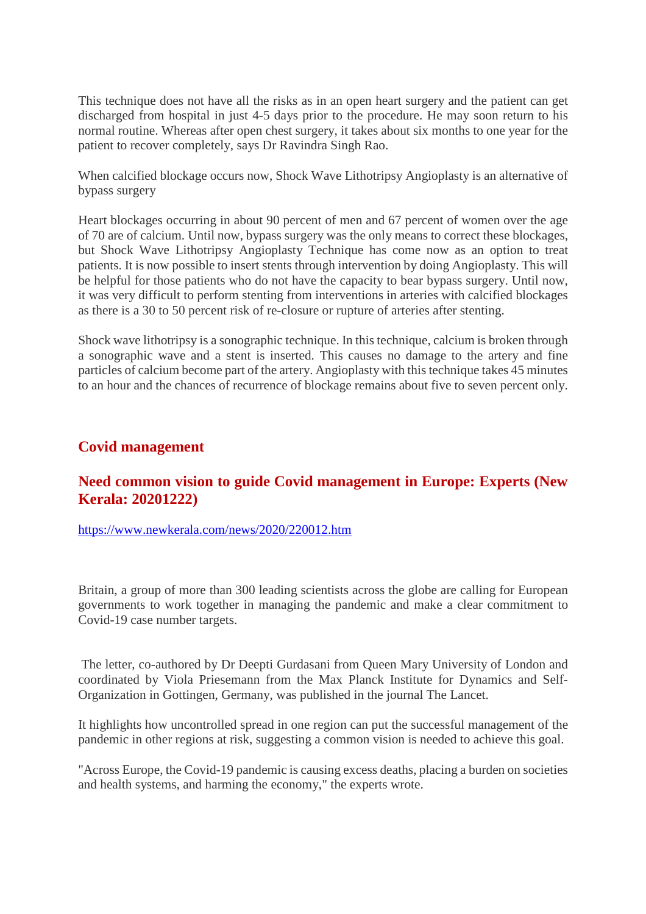This technique does not have all the risks as in an open heart surgery and the patient can get discharged from hospital in just 4-5 days prior to the procedure. He may soon return to his normal routine. Whereas after open chest surgery, it takes about six months to one year for the patient to recover completely, says Dr Ravindra Singh Rao.

When calcified blockage occurs now, Shock Wave Lithotripsy Angioplasty is an alternative of bypass surgery

Heart blockages occurring in about 90 percent of men and 67 percent of women over the age of 70 are of calcium. Until now, bypass surgery was the only means to correct these blockages, but Shock Wave Lithotripsy Angioplasty Technique has come now as an option to treat patients. It is now possible to insert stents through intervention by doing Angioplasty. This will be helpful for those patients who do not have the capacity to bear bypass surgery. Until now, it was very difficult to perform stenting from interventions in arteries with calcified blockages as there is a 30 to 50 percent risk of re-closure or rupture of arteries after stenting.

Shock wave lithotripsy is a sonographic technique. In this technique, calcium is broken through a sonographic wave and a stent is inserted. This causes no damage to the artery and fine particles of calcium become part of the artery. Angioplasty with this technique takes 45 minutes to an hour and the chances of recurrence of blockage remains about five to seven percent only.

## Covid management

### Need common vision to guide Covid management in Europe: Experts (New Kerala: 20201222)

https://www.newkerala.com/news/2020/220012.htm

Britain, a group of more than 300 leading scientists across the globe are calling for European governments to work together in managing the pandemic and make a clear commitment to Covid-19 case number targets.

The letter, co-authored by Dr Deepti Gurdasani from Queen Mary University of London and coordinated by Viola Priesemann from the Max Planck Institute for Dynamics and Self-Organization in Gottingen, Germany, was published in the journal The Lancet.

It highlights how uncontrolled spread in one region can put the successful management of the pandemic in other regions at risk, suggesting a common vision is needed to achieve this goal.

"Across Europe, the Covid-19 pandemic is causing excess deaths, placing a burden on societies and health systems, and harming the economy," the experts wrote.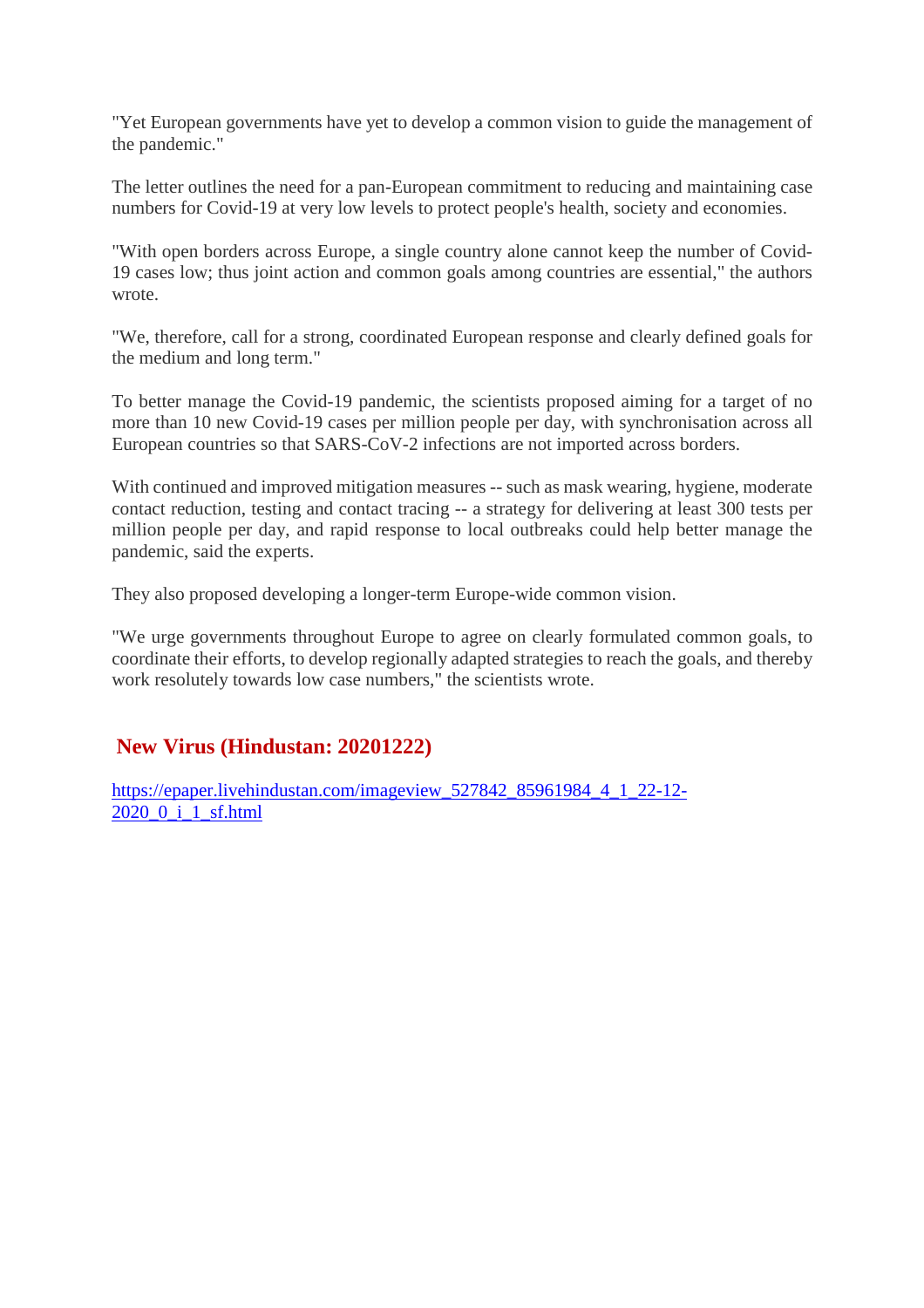"Yet European governments have yet to develop a common vision to guide the management of the pandemic."

The letter outlines the need for a pan-European commitment to reducing and maintaining case numbers for Covid-19 at very low levels to protect people's health, society and economies.

"With open borders across Europe, a single country alone cannot keep the number of Covid-19 cases low; thus joint action and common goals among countries are essential," the authors wrote.

"We, therefore, call for a strong, coordinated European response and clearly defined goals for the medium and long term."

To better manage the Covid-19 pandemic, the scientists proposed aiming for a target of no more than 10 new Covid-19 cases per million people per day, with synchronisation across all European countries so that SARS-CoV-2 infections are not imported across borders.

With continued and improved mitigation measures -- such as mask wearing, hygiene, moderate contact reduction, testing and contact tracing -- a strategy for delivering at least 300 tests per million people per day, and rapid response to local outbreaks could help better manage the pandemic, said the experts.

They also proposed developing a longer-term Europe-wide common vision.

"We urge governments throughout Europe to agree on clearly formulated common goals, to coordinate their efforts, to develop regionally adapted strategies to reach the goals, and thereby work resolutely towards low case numbers," the scientists wrote.

## New Virus (Hindustan: 20201222)

https://epaper.livehindustan.com/imageview_527842_85961984_4_1_22-12-2020_0_i_1_sf.html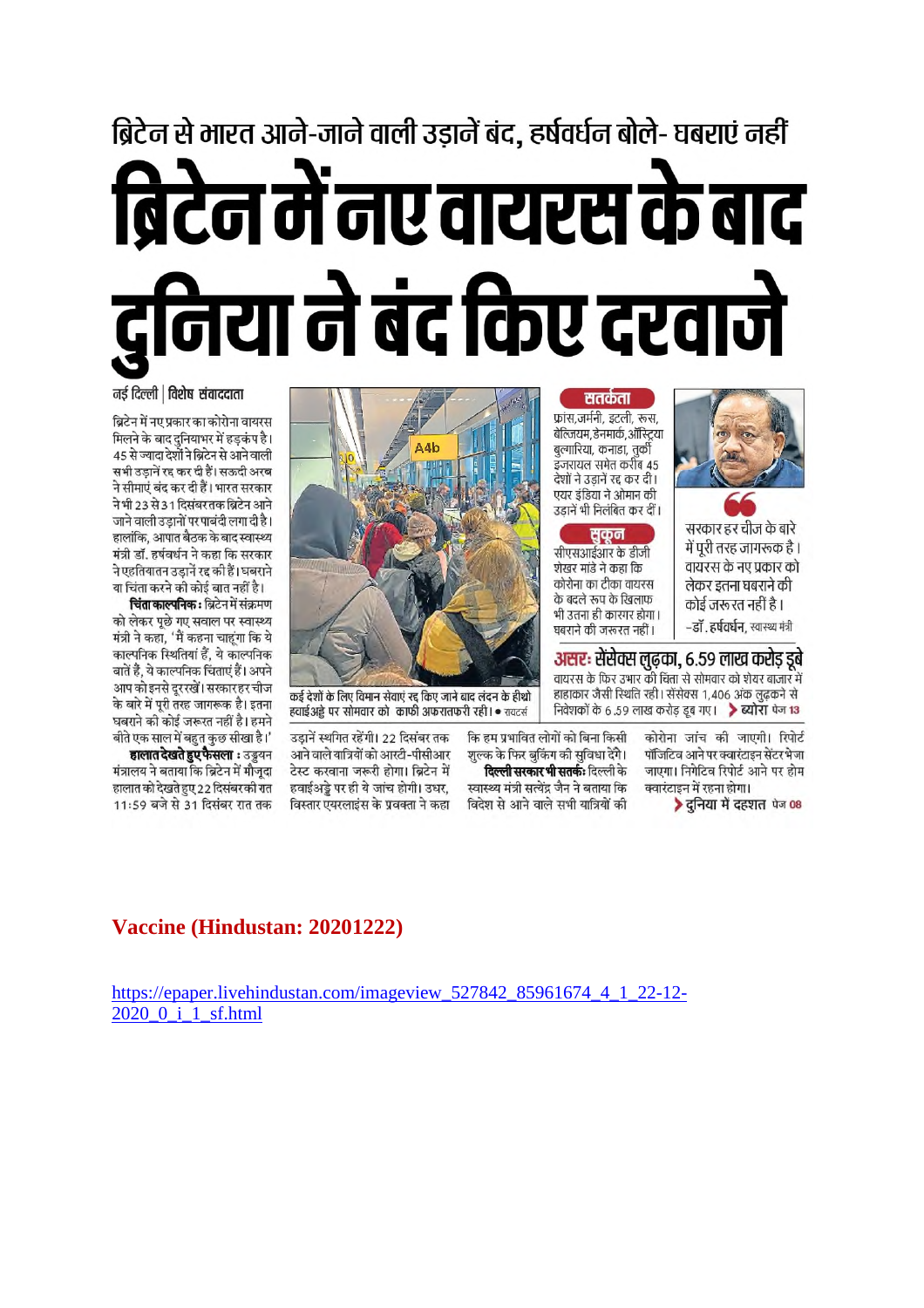## ब्रिटेन से भारत आने-जाने वाली उड़ानें बंद, हर्षवर्धन बोले- घबराएं नहीं

# ब्रिटेन में नए वायरस के बाद दुनिया ने बंद किए दरवाजे

नई दिल्ली | विशेष संवाददाता

ब्रिटेन में नए प्रकार का कोरोना वायरस मिलने के बाद दुनियाभर में हड़कंप है। 45 से ज्यादा देशों ने ब्रिटेन से आने वाली सभी उड़ानें रद्द कर दी हैं। सऊदी अरब ने सीमाएं बंद कर दी हैं। भारत सरकार ने भी 23 से 31 दिसंबर तक ब्रिटेन आने जाने वाली उड़ानों पर पाबंदी लगा दी है। हालांकि, आपात बैठक के बाद स्वास्थ्य मंत्री डॉ. हर्षवर्धन ने कहा कि सरकार ने एहतियातन उड़ानें रद्द की हैं। घबराने या चिंता करने की कोई बात नहीं है।

**चिंता काल्पनिक :** ब्रिटेन में संक्रमण को लेकर पूछे गए सवाल पर स्वास्थ्य मंत्री ने कहा, 'मैं कहना चाहूंगा कि ये काल्पनिक स्थितियां हैं, ये काल्पनिक बातें हैं, ये काल्पनिक चिंताएं हैं। अपने आप को इनसे दूर रखें। सरकार हर चीज के बारे में पूरी तरह जागरूक है। इतना घबराने की कोई जरूरत नहीं है। हमने बीते एक साल में बहुत कुछ सीखा है।'

**हालात देखते हुए फैसला :** उड्डयन मंत्रालय ने बताया कि ब्रिटेन में मौजूदा हालात को देखते हुए 22 दिसंबर की रात 11:59 बजे से 31 दिसंबर रात तक उड़ानें स्थगित रहेंगी। 22 दिसंबर तक आने वाले यात्रियों को आरटी-पीसीआर टेस्ट करवाना जरूरी होगा। ब्रिटेन में हवाईअड्डे पर ही ये जांच होगी। उधर, विस्तार एयरलाइंस के प्रवक्ता ने कहा कि हम प्रभावित लोगों को बिना किसी शुल्क के फिर बुकिंग की सुविधा देंगे।

**दिल्ली सरकार भी सतर्क :** दिल्ली के स्वास्थ्य मंत्री सत्येंद्र जैन ने बताया कि विदेश से आने वाले सभी यात्रियों की कोरोना जांच की जाएगी। रिपोर्ट पॉजिटिव आने पर क्वारंटाइन सेंटर भेजा जाएगा। निगेटिव रिपोर्ट आने पर होम क्वारंटाइन में रहना होगा।

> दुनिया में दहशत पेज 08

कई देशों के लिए विमान सेवाएं रद्द किए जाने के बाद लंदन के हीथ्रो हवाईअड्डे पर सोमवार को काफी अफरातफरी रही। • रायटर्स

**सतर्कता**

फ्रांस, जर्मनी, इटली, रूस, बेल्जियम, डेनमार्क, ऑस्ट्रिया बुल्गारिया, कनाडा, तुर्की इजरायल समेत करीब 45 देशों ने उड़ानें रद्द कर दीं। एयर इंडिया ने ओमान की उड़ानें भी निलंबित कर दीं।

**सुकून**

सीएसआईआर के डीजी शेखर मांडे ने कहा कि कोरोना का टीका वायरस के बदले रूप के खिलाफ भी उतना ही कारगर होगा। घबराने की जरूरत नहीं।

"सरकार हर चीज के बारे में पूरी तरह जागरूक है। वायरस के नए प्रकार को लेकर इतना घबराने की कोई जरूरत नहीं है।"

–डॉ. हर्षवर्धन, स्वास्थ्य मंत्री

### असर: सेंसेक्स लुढ़का, 6.59 लाख करोड़ डूबे

वायरस के फिर उभार की चिंता से सोमवार को शेयर बाजार में हाहाकार जैसी स्थिति रही। सेंसेक्स 1,406 अंक लुढ़कने से निवेशकों के 6.59 लाख करोड़ डूब गए। > ब्योरा पेज 13

**Vaccine (Hindustan: 20201222)**

https://epaper.livehindustan.com/imageview_527842_85961674_4_1_22-12-2020_0_i_1_sf.html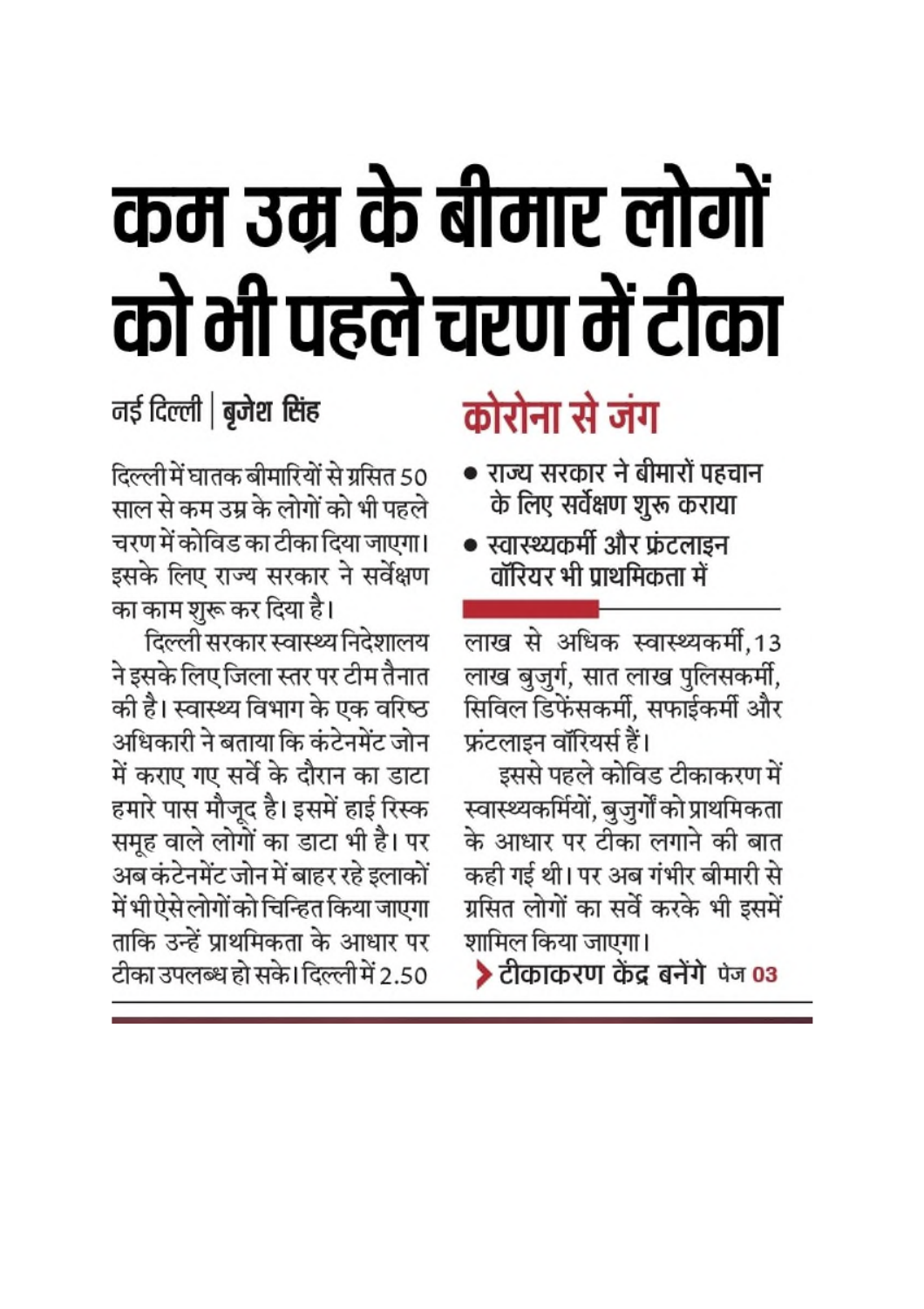# कम उम्र के बीमार लोगों को भी पहले चरण में टीका

नई दिल्ली | बृजेश सिंह

## कोरोना से जंग

- राज्य सरकार ने बीमारों पहचान के लिए सर्वेक्षण शुरू कराया
- स्वास्थ्यकर्मी और फ्रंटलाइन वॉरियर भी प्राथमिकता में

दिल्ली में घातक बीमारियों से ग्रसित 50 साल से कम उम्र के लोगों को भी पहले चरण में कोविड का टीका दिया जाएगा। इसके लिए राज्य सरकार ने सर्वेक्षण का काम शुरू कर दिया है।

दिल्ली सरकार स्वास्थ्य निदेशालय ने इसके लिए जिला स्तर पर टीम तैनात की है। स्वास्थ्य विभाग के एक वरिष्ठ अधिकारी ने बताया कि कंटेनमेंट जोन में कराए गए सर्वे के दौरान का डाटा हमारे पास मौजूद है। इसमें हाई रिस्क समूह वाले लोगों का डाटा भी है। पर अब कंटेनमेंट जोन में बाहर रहे इलाकों में भी ऐसे लोगों को चिन्हित किया जाएगा ताकि उन्हें प्राथमिकता के आधार पर टीका उपलब्ध हो सके। दिल्ली में 2.50 लाख से अधिक स्वास्थ्यकर्मी, 13 लाख बुजुर्ग, सात लाख पुलिसकर्मी, सिविल डिफेंसकर्मी, सफाईकर्मी और फ्रंटलाइन वॉरियर्स हैं।

इससे पहले कोविड टीकाकरण में स्वास्थ्यकर्मियों, बुजुर्गों को प्राथमिकता के आधार पर टीका लगाने की बात कही गई थी। पर अब गंभीर बीमारी से ग्रसित लोगों का सर्वे करके भी इसमें शामिल किया जाएगा।

**> टीकाकरण केंद्र बनेंगे** पेज 03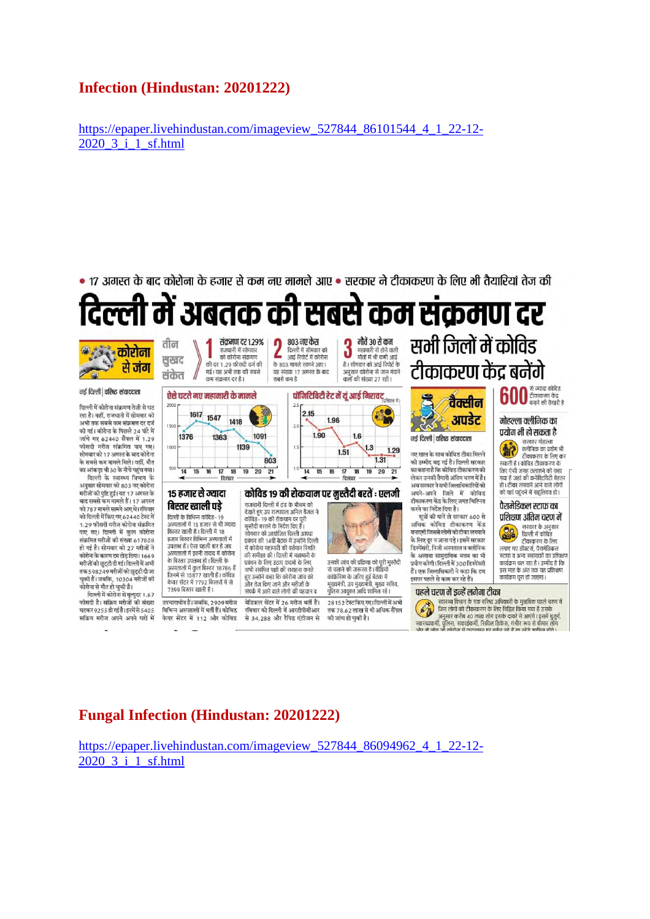## Infection (Hindustan: 20201222)

https://epaper.livehindustan.com/imageview_527844_86101544_4_1_22-12-2020_3_i_1_sf.html

• 17 अगस्त के बाद कोरोना के हजार से कम नए मामले आए • सरकार ने टीकाकरण के लिए भी तैयारियां तेज की

# दिल्ली में अबतक की सबसे कम संक्रमण दर

**कोरोना से जंग**

**तीन सुखद संकेत**

**1 संक्रमण दर 1.29%** राजधानी में सोमवार को कोरोना संक्रमण की दर 1.29 फीसदी दर्ज की गई। यह अभी तक की सबसे कम संक्रमण दर है।

**2 803 नए केस** दिल्ली में सोमवार को आई रिपोर्ट में कोरोना के 803 मामले सामने आए। यह संख्या 17 अगस्त के बाद सबसे कम है।

**3 मौतें 30 से कम** महामारी से होने वाली मौतों में भी कमी आई है। सोमवार को आई रिपोर्ट के अनुसार कोरोना से जान गंवाने वालों की संख्या 27 रही।

नई दिल्ली | वरिष्ठ संवाददाता

दिल्ली में कोरोना संक्रमण तेजी से घट रहा है। वहीं, राजधानी में सोमवार को अभी तक सबसे कम संक्रमण दर दर्ज की गई। कोरोना के पिछले 24 घंटे में जांचे गए 62440 सैंपल में 1.29 फीसदी मरीज संक्रमित पाए गए। सोमवार को 17 अगस्त के बाद कोरोना के सबसे कम मामले मिले। वहीं, मौत का आंकड़ा भी 30 के नीचे पहुंच गया।

दिल्ली के स्वास्थ्य विभाग के अनुसार सोमवार को 803 नए कोरोना मरीजों की पुष्टि हुई। यह 17 अगस्त के बाद सबसे कम मामले हैं। 17 अगस्त को 787 मामले सामने आए थे। रविवार को दिल्ली में किए गए 62440 टेस्ट में 1.29 फीसदी मरीज कोरोना संक्रमित पाए गए। दिल्ली में कुल कोरोना संक्रमित मरीजों की संख्या 617808 हो गई है। सोमवार को 27 मरीजों ने कोरोना के कारण दम तोड़ दिया। 1669 मरीजों को छुट्टी दी गई। दिल्ली में अभी तक 598249 मरीजों को छुट्टी दी जा चुकी है। जबकि, 10304 मरीजों की कोरोना से मौत हो चुकी है।

दिल्ली में कोरोना से मृत्युदर 1.67 फीसदी है। सक्रिय मरीजों की संख्या घटकर 9255 हो गई है। इनमें से 5405 संक्रमित मरीज अपने अपने घरों में उपचाराधीन हैं। जबकि, 2909 मरीज विभिन्न अस्पतालों में भर्ती हैं। कोविड केयर सेंटर में 112 और कोविड

**ऐसे घटते गए महामारी के मामले**

| दिसंबर | 14 | 15 | 16 | 17 | 18 | 19 | 20 | 21 |
|---|---|---|---|---|---|---|---|---|
| मामले | 1376 | 1617 | 1547 | 1363 | 1418 | 1139 | 1091 | 803 |

**पॉजिटिविटी रेट में यूं आई गिरावट** (प्रतिशत में)

| दिसंबर | 14 | 15 | 16 | 17 | 18 | 19 | 20 | 21 |
|---|---|---|---|---|---|---|---|---|
| दर | 2.15 | 1.90 | 1.96 | 1.51 | 1.6 | 1.3 | 1.31 | 1.29 |

### 15 हजार से ज्यादा बिस्तर खाली पड़े

दिल्ली के विभिन्न कोविड-19 अस्पतालों में 15 हजार से भी ज्यादा बिस्तर खाली हैं। दिल्ली में 18 हजार बिस्तर विभिन्न अस्पतालों में उपलब्ध हैं। ऐसा पहली बार है जब अस्पतालों में इतनी तादाद में कोरोना के बिस्तर उपलब्ध हों। दिल्ली के अस्पतालों में कुल बिस्तर 18786 हैं जिनमें से 15877 खाली हैं। कोविड केयर सेंटर में 7792 बिस्तरों में से 7399 बिस्तर खाली हैं।

मेडिकल सेंटर में 26 मरीज भर्ती हैं। रविवार को दिल्ली में आरटीपीसीआर से 34,288 और रैपिड एंटीजन से 28152 टेस्ट किए गए। दिल्ली में अभी तक 78.62 लाख से भी अधिक सैंपल की जांच हो चुकी है।

### कोविड 19 की रोकथाम पर मुस्तैदी बरतें : एलजी

राजधानी दिल्ली में ठंड के मौसम को देखते हुए उप राज्यपाल अनिल बैजल ने कोविड-19 की रोकथाम पर पूरी मुस्तैदी बरतने के निर्देश दिए हैं। सोमवार को आयोजित दिल्ली आपदा प्रबंधन की 14वीं बैठक में उन्होंने दिल्ली में कोरोना महामारी की वर्तमान स्थिति की समीक्षा की। दिल्ली में महामारी के प्रबंधन के लिए उठाए कदमों के लिए सभी संबंधित पक्षों की सराहना करते हुए उन्होंने कहा कि कोरोना जांच को और तेज किए जाने और मरीजों के संपर्क में आने वाले लोगों की पहचान व उनकी जांच की प्रक्रिया को पूरी मुस्तैदी से चलाने की जरूरत है। वीडियो कांफ्रेंसिंग के जरिए हुई बैठक में मुख्यमंत्री, उप मुख्यमंत्री, मुख्य सचिव, पुलिस आयुक्त आदि शामिल रहे।

# सभी जिलों में कोविड टीकाकरण केंद्र बनेंगे

**वैक्सीन अपडेट**

नई दिल्ली | वरिष्ठ संवाददाता

नए साल के साथ कोविड टीका मिलने की उम्मीद बढ़ गई है। दिल्ली सरकार का कहना है कि कोविड टीकाकरण को लेकर उनकी तैयारी अंतिम चरण में है। अब सरकार ने सभी जिलाधिकारियों को अपने-अपने जिले में कोविड टीकाकरण केंद्र के लिए जगह चिह्नित करने का निर्देश दिया है।

सूत्रों की मानें तो सरकार 600 से अधिक कोविड टीकाकरण केंद्र बनाएगी जिससे लोगों को टीका लगवाने के लिए दूर न जाना पड़े। इसमें सरकार डिस्पेंसरी, निजी अस्पताल व क्लीनिक के अलावा सामुदायिक भवन का भी प्रयोग करेगी। दिल्ली में 300 डिस्पेंसरी हैं। एक जिलाधिकारी ने कहा कि हम इसपर पहले से काम कर रहे हैं।

**600** से ज्यादा कोविड टीकाकरण केंद्र बनाने की तैयारी है

### मोहल्ला क्लीनिक का प्रयोग भी हो सकता है

सरकार मोहल्ला क्लीनिक का प्रयोग भी टीकाकरण के लिए कर सकती है। कोविड टीकाकरण के लिए ऐसी जगह तलाशने को कहा गया है जहां की कनेक्टिविटी बेहतर हो। टीका लगवाने आने वाले लोगों को वहां पहुंचने में सहूलियत हो।

### पैरामेडिकल स्टाफ का प्रशिक्षण अंतिम चरण में

सरकार के अनुसार दिल्ली में कोविड टीकाकरण के लिए लगाए गए डॉक्टर, पैरामेडिकल स्टाफ व अन्य सहायकों का प्रशिक्षण कार्यक्रम चल रहा है। उम्मीद है कि इस माह के अंत तक यह प्रशिक्षण कार्यक्रम पूरा हो जाएगा।

### पहले चरण में इन्हें लगेगा टीका

स्वास्थ्य विभाग के एक वरिष्ठ अधिकारी के मुताबिक पहले चरण में जिन लोगों को टीकाकरण के लिए चिह्नित किया गया है उसके अनुसार करीब 40 लाख लोग इसके दायरे में आएंगे। इसमें बुजुर्ग, स्वास्थ्यकर्मी, पुलिस, सफाईकर्मी, सिविल डिफेंस, गंभीर रूप से बीमार लोग और वो लोग जो कोरोना से संक्रमण का खतरा रहे हैं वो सभी शामिल होंगे।

## Fungal Infection (Hindustan: 20201222)

https://epaper.livehindustan.com/imageview_527844_86094962_4_1_22-12-2020_3_i_1_sf.html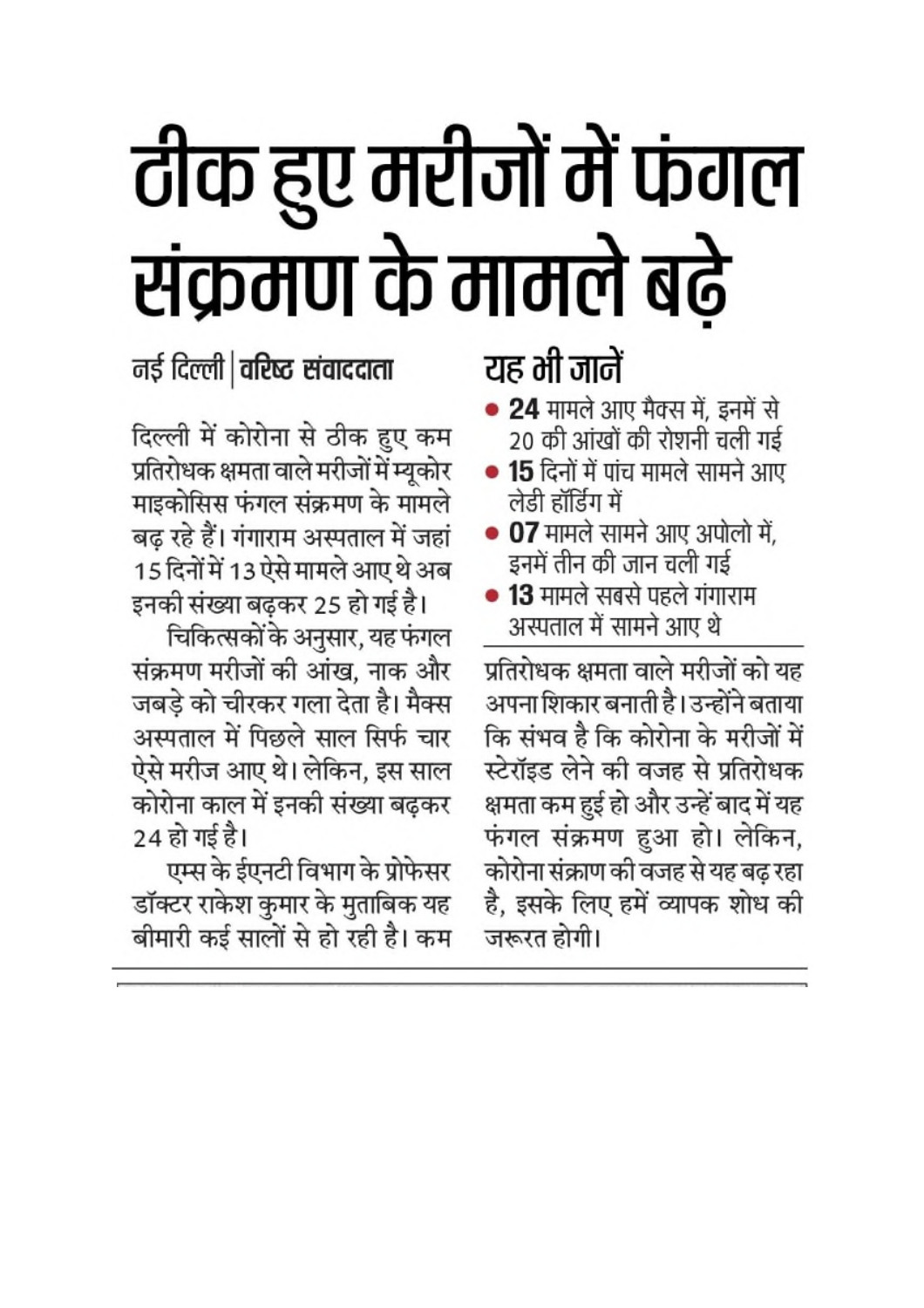# ठीक हुए मरीजों में फंगल संक्रमण के मामले बढ़े

नई दिल्ली | **वरिष्ठ संवाददाता**

दिल्ली में कोरोना से ठीक हुए कम प्रतिरोधक क्षमता वाले मरीजों में म्यूकोर माइकोसिस फंगल संक्रमण के मामले बढ़ रहे हैं। गंगाराम अस्पताल में जहां 15 दिनों में 13 ऐसे मामले आए थे अब इनकी संख्या बढ़कर 25 हो गई है।

चिकित्सकों के अनुसार, यह फंगल संक्रमण मरीजों की आंख, नाक और जबड़े को चीरकर गला देता है। मैक्स अस्पताल में पिछले साल सिर्फ चार ऐसे मरीज आए थे। लेकिन, इस साल कोरोना काल में इनकी संख्या बढ़कर 24 हो गई है।

एम्स के ईएनटी विभाग के प्रोफेसर डॉक्टर राकेश कुमार के मुताबिक यह बीमारी कई सालों से हो रही है। कम प्रतिरोधक क्षमता वाले मरीजों को यह अपना शिकार बनाती है। उन्होंने बताया कि संभव है कि कोरोना के मरीजों में स्टेरॉइड लेने की वजह से प्रतिरोधक क्षमता कम हुई हो और उन्हें बाद में यह फंगल संक्रमण हुआ हो। लेकिन, कोरोना संक्राण की वजह से यह बढ़ रहा है, इसके लिए हमें व्यापक शोध की जरूरत होगी।

## यह भी जानें

- **24** मामले आए मैक्स में, इनमें से 20 की आंखों की रोशनी चली गई
- **15** दिनों में पांच मामले सामने आए लेडी हॉर्डिंग में
- **07** मामले सामने आए अपोलो में, इनमें तीन की जान चली गई
- **13** मामले सबसे पहले गंगाराम अस्पताल में सामने आए थे